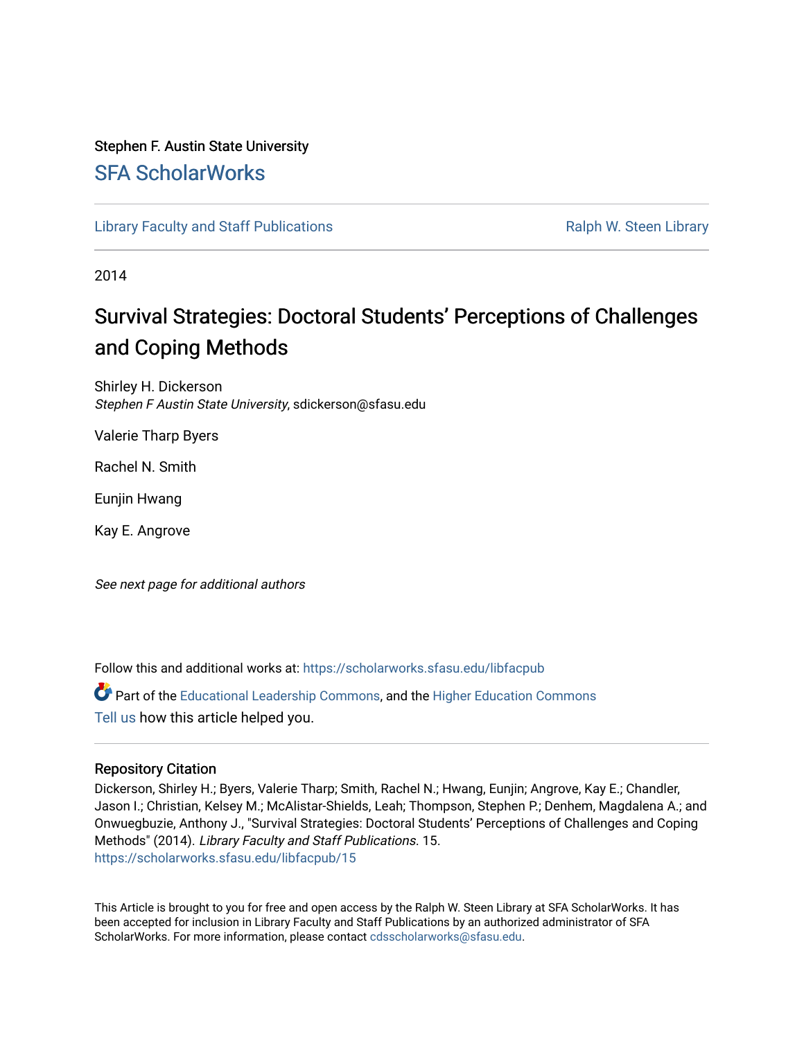Stephen F. Austin State University

# SFA ScholarWorks

Library Faculty and Staff Publications

Ralph W. Steen Library

2014

# Survival Strategies: Doctoral Students’ Perceptions of Challenges and Coping Methods

Shirley H. Dickerson
*Stephen F Austin State University*, sdickerson@sfasu.edu

Valerie Tharp Byers

Rachel N. Smith

Eunjin Hwang

Kay E. Angrove

*See next page for additional authors*

Follow this and additional works at: https://scholarworks.sfasu.edu/libfacpub

Part of the Educational Leadership Commons, and the Higher Education Commons
Tell us how this article helped you.

## Repository Citation

Dickerson, Shirley H.; Byers, Valerie Tharp; Smith, Rachel N.; Hwang, Eunjin; Angrove, Kay E.; Chandler, Jason I.; Christian, Kelsey M.; McAlistar-Shields, Leah; Thompson, Stephen P.; Denhem, Magdalena A.; and Onwuegbuzie, Anthony J., "Survival Strategies: Doctoral Students’ Perceptions of Challenges and Coping Methods" (2014). *Library Faculty and Staff Publications*. 15.
https://scholarworks.sfasu.edu/libfacpub/15

This Article is brought to you for free and open access by the Ralph W. Steen Library at SFA ScholarWorks. It has been accepted for inclusion in Library Faculty and Staff Publications by an authorized administrator of SFA ScholarWorks. For more information, please contact cdsscholarworks@sfasu.edu.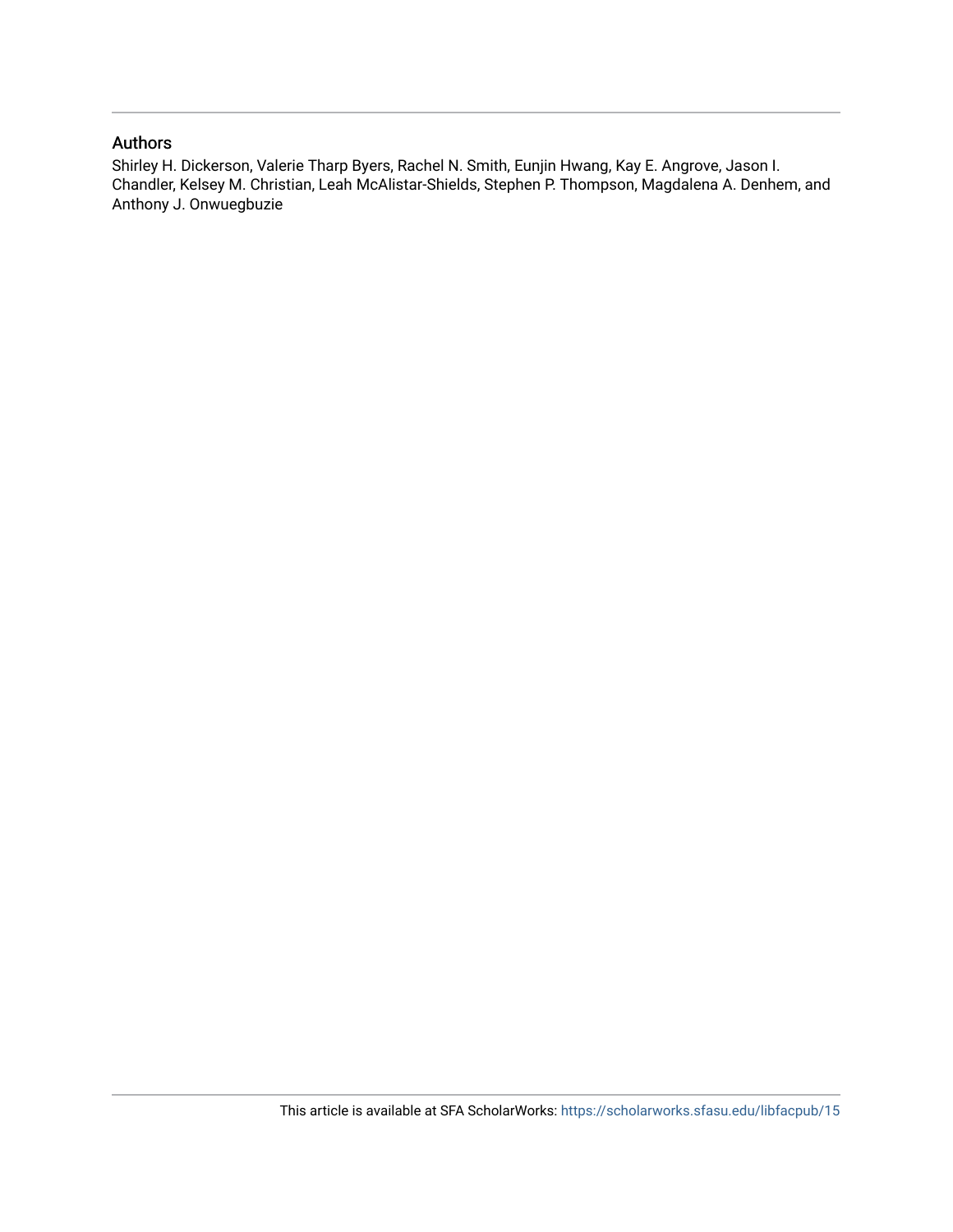## Authors

Shirley H. Dickerson, Valerie Tharp Byers, Rachel N. Smith, Eunjin Hwang, Kay E. Angrove, Jason I. Chandler, Kelsey M. Christian, Leah McAlistar-Shields, Stephen P. Thompson, Magdalena A. Denhem, and Anthony J. Onwuegbuzie

This article is available at SFA ScholarWorks: https://scholarworks.sfasu.edu/libfacpub/15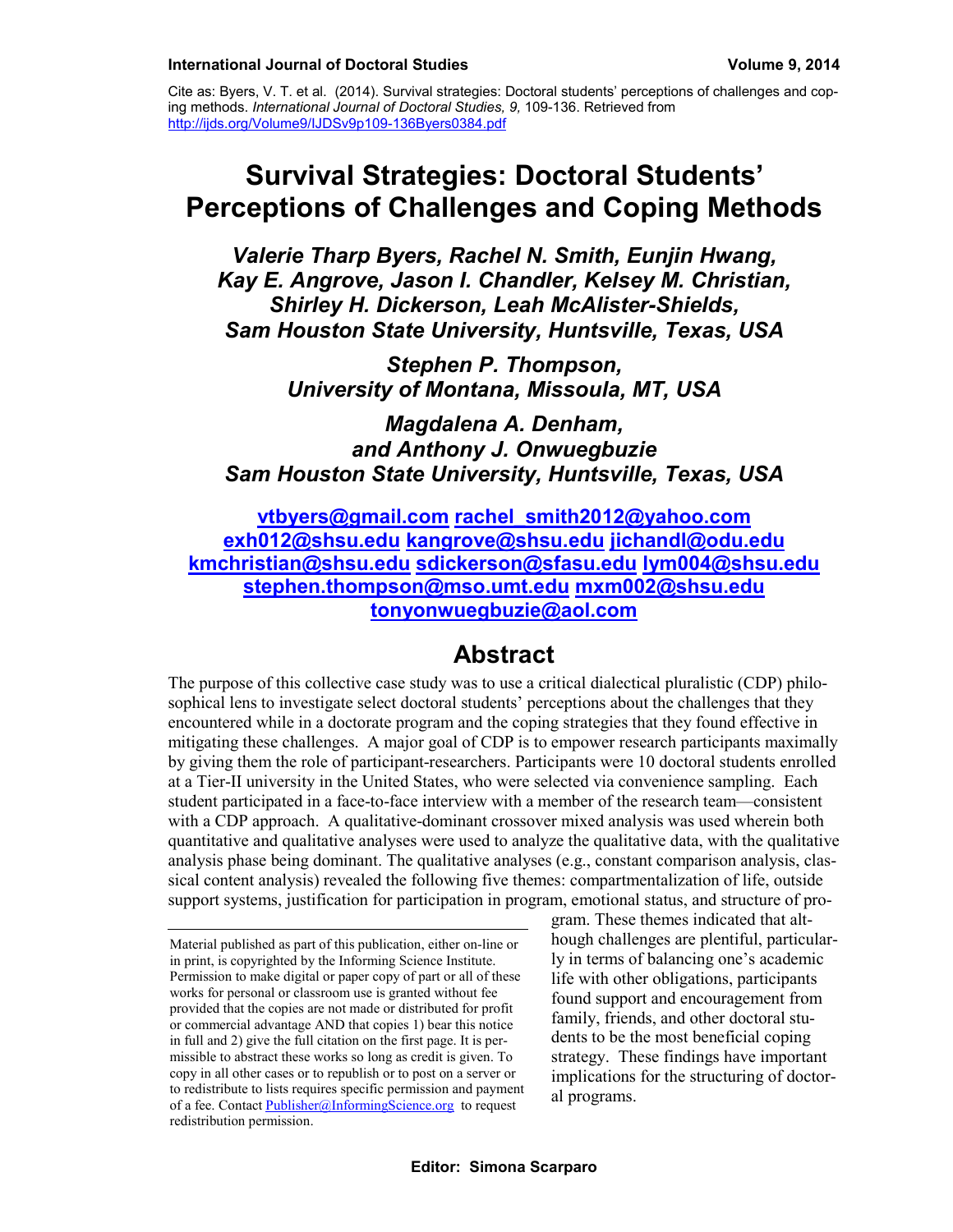Cite as: Byers, V. T. et al. (2014). Survival strategies: Doctoral students' perceptions of challenges and coping methods. *International Journal of Doctoral Studies, 9,* 109-136. Retrieved from http://ijds.org/Volume9/IJDSv9p109-136Byers0384.pdf

# Survival Strategies: Doctoral Students' Perceptions of Challenges and Coping Methods

***Valerie Tharp Byers, Rachel N. Smith, Eunjin Hwang, Kay E. Angrove, Jason I. Chandler, Kelsey M. Christian, Shirley H. Dickerson, Leah McAlister-Shields, Sam Houston State University, Huntsville, Texas, USA***

***Stephen P. Thompson, University of Montana, Missoula, MT, USA***

***Magdalena A. Denham, and Anthony J. Onwuegbuzie Sam Houston State University, Huntsville, Texas, USA***

vtbyers@gmail.com rachel_smith2012@yahoo.com exh012@shsu.edu kangrove@shsu.edu jichandl@odu.edu kmchristian@shsu.edu sdickerson@sfasu.edu lym004@shsu.edu stephen.thompson@mso.umt.edu mxm002@shsu.edu tonyonwuegbuzie@aol.com

## Abstract

The purpose of this collective case study was to use a critical dialectical pluralistic (CDP) philosophical lens to investigate select doctoral students' perceptions about the challenges that they encountered while in a doctorate program and the coping strategies that they found effective in mitigating these challenges. A major goal of CDP is to empower research participants maximally by giving them the role of participant-researchers. Participants were 10 doctoral students enrolled at a Tier-II university in the United States, who were selected via convenience sampling. Each student participated in a face-to-face interview with a member of the research team—consistent with a CDP approach. A qualitative-dominant crossover mixed analysis was used wherein both quantitative and qualitative analyses were used to analyze the qualitative data, with the qualitative analysis phase being dominant. The qualitative analyses (e.g., constant comparison analysis, classical content analysis) revealed the following five themes: compartmentalization of life, outside support systems, justification for participation in program, emotional status, and structure of program. These themes indicated that although challenges are plentiful, particularly in terms of balancing one's academic life with other obligations, participants found support and encouragement from family, friends, and other doctoral students to be the most beneficial coping strategy. These findings have important implications for the structuring of doctoral programs.

Material published as part of this publication, either on-line or in print, is copyrighted by the Informing Science Institute. Permission to make digital or paper copy of part or all of these works for personal or classroom use is granted without fee provided that the copies are not made or distributed for profit or commercial advantage AND that copies 1) bear this notice in full and 2) give the full citation on the first page. It is permissible to abstract these works so long as credit is given. To copy in all other cases or to republish or to post on a server or to redistribute to lists requires specific permission and payment of a fee. Contact Publisher@InformingScience.org to request redistribution permission.

**Editor: Simona Scarparo**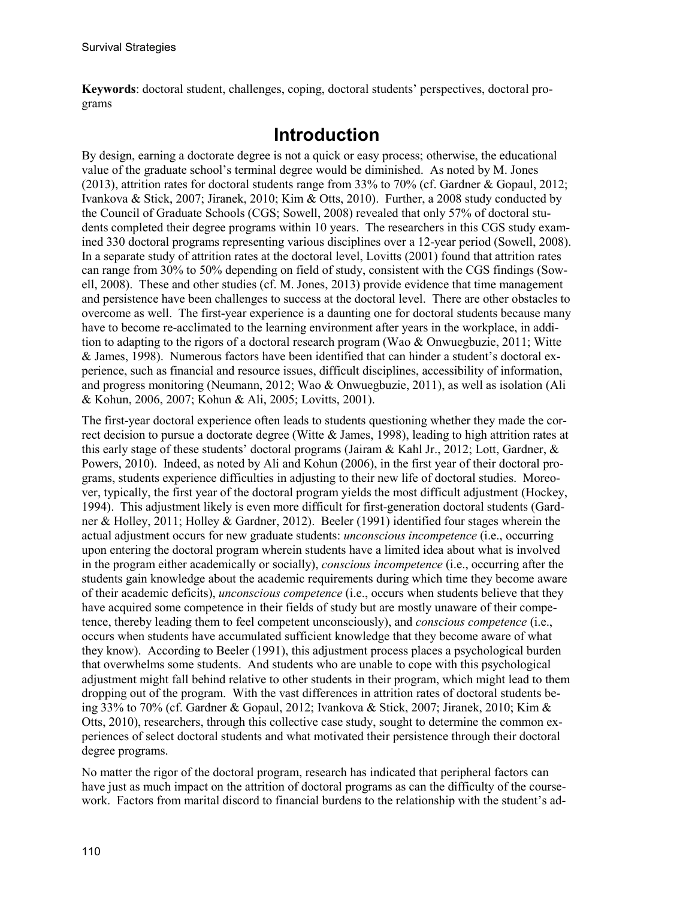**Keywords**: doctoral student, challenges, coping, doctoral students' perspectives, doctoral programs

# Introduction

By design, earning a doctorate degree is not a quick or easy process; otherwise, the educational value of the graduate school's terminal degree would be diminished. As noted by M. Jones (2013), attrition rates for doctoral students range from 33% to 70% (cf. Gardner & Gopaul, 2012; Ivankova & Stick, 2007; Jiranek, 2010; Kim & Otts, 2010). Further, a 2008 study conducted by the Council of Graduate Schools (CGS; Sowell, 2008) revealed that only 57% of doctoral students completed their degree programs within 10 years. The researchers in this CGS study examined 330 doctoral programs representing various disciplines over a 12-year period (Sowell, 2008). In a separate study of attrition rates at the doctoral level, Lovitts (2001) found that attrition rates can range from 30% to 50% depending on field of study, consistent with the CGS findings (Sowell, 2008). These and other studies (cf. M. Jones, 2013) provide evidence that time management and persistence have been challenges to success at the doctoral level. There are other obstacles to overcome as well. The first-year experience is a daunting one for doctoral students because many have to become re-acclimated to the learning environment after years in the workplace, in addition to adapting to the rigors of a doctoral research program (Wao & Onwuegbuzie, 2011; Witte & James, 1998). Numerous factors have been identified that can hinder a student's doctoral experience, such as financial and resource issues, difficult disciplines, accessibility of information, and progress monitoring (Neumann, 2012; Wao & Onwuegbuzie, 2011), as well as isolation (Ali & Kohun, 2006, 2007; Kohun & Ali, 2005; Lovitts, 2001).

The first-year doctoral experience often leads to students questioning whether they made the correct decision to pursue a doctorate degree (Witte & James, 1998), leading to high attrition rates at this early stage of these students' doctoral programs (Jairam & Kahl Jr., 2012; Lott, Gardner, & Powers, 2010). Indeed, as noted by Ali and Kohun (2006), in the first year of their doctoral programs, students experience difficulties in adjusting to their new life of doctoral studies. Moreover, typically, the first year of the doctoral program yields the most difficult adjustment (Hockey, 1994). This adjustment likely is even more difficult for first-generation doctoral students (Gardner & Holley, 2011; Holley & Gardner, 2012). Beeler (1991) identified four stages wherein the actual adjustment occurs for new graduate students: *unconscious incompetence* (i.e., occurring upon entering the doctoral program wherein students have a limited idea about what is involved in the program either academically or socially), *conscious incompetence* (i.e., occurring after the students gain knowledge about the academic requirements during which time they become aware of their academic deficits), *unconscious competence* (i.e., occurs when students believe that they have acquired some competence in their fields of study but are mostly unaware of their competence, thereby leading them to feel competent unconsciously), and *conscious competence* (i.e., occurs when students have accumulated sufficient knowledge that they become aware of what they know). According to Beeler (1991), this adjustment process places a psychological burden that overwhelms some students. And students who are unable to cope with this psychological adjustment might fall behind relative to other students in their program, which might lead to them dropping out of the program. With the vast differences in attrition rates of doctoral students being 33% to 70% (cf. Gardner & Gopaul, 2012; Ivankova & Stick, 2007; Jiranek, 2010; Kim & Otts, 2010), researchers, through this collective case study, sought to determine the common experiences of select doctoral students and what motivated their persistence through their doctoral degree programs.

No matter the rigor of the doctoral program, research has indicated that peripheral factors can have just as much impact on the attrition of doctoral programs as can the difficulty of the coursework. Factors from marital discord to financial burdens to the relationship with the student's ad-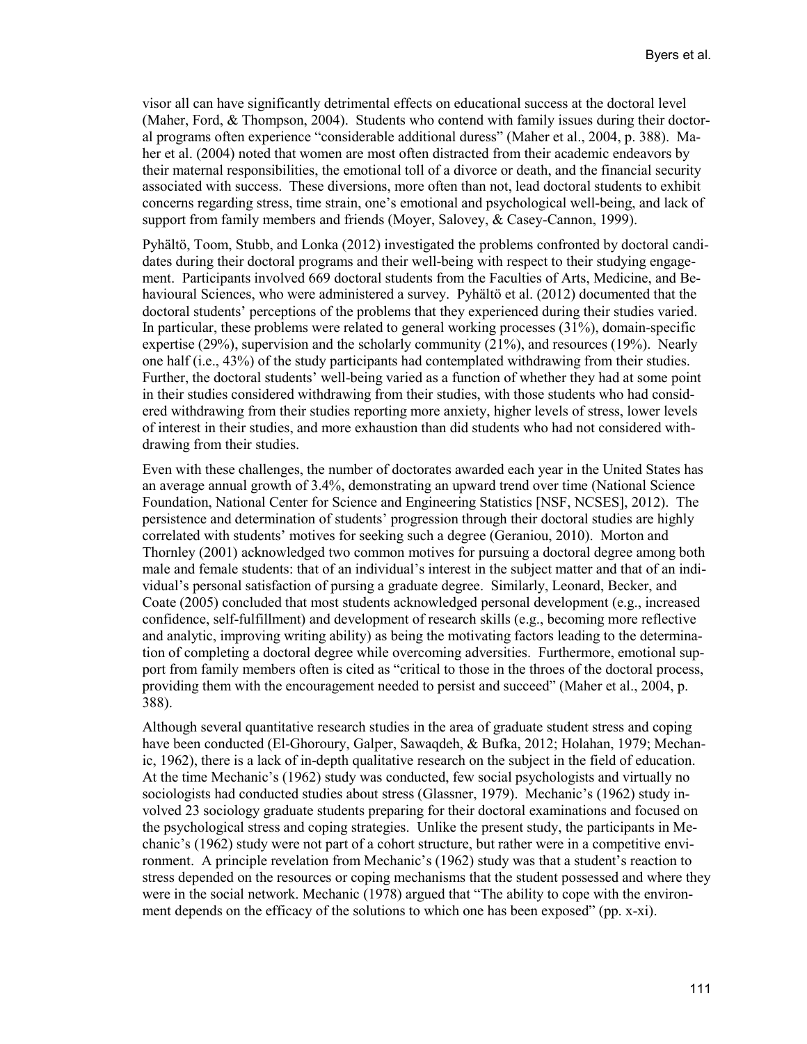visor all can have significantly detrimental effects on educational success at the doctoral level (Maher, Ford, & Thompson, 2004). Students who contend with family issues during their doctoral programs often experience "considerable additional duress" (Maher et al., 2004, p. 388). Maher et al. (2004) noted that women are most often distracted from their academic endeavors by their maternal responsibilities, the emotional toll of a divorce or death, and the financial security associated with success. These diversions, more often than not, lead doctoral students to exhibit concerns regarding stress, time strain, one's emotional and psychological well-being, and lack of support from family members and friends (Moyer, Salovey, & Casey-Cannon, 1999).

Pyhältö, Toom, Stubb, and Lonka (2012) investigated the problems confronted by doctoral candidates during their doctoral programs and their well-being with respect to their studying engagement. Participants involved 669 doctoral students from the Faculties of Arts, Medicine, and Behavioural Sciences, who were administered a survey. Pyhältö et al. (2012) documented that the doctoral students' perceptions of the problems that they experienced during their studies varied. In particular, these problems were related to general working processes (31%), domain-specific expertise (29%), supervision and the scholarly community (21%), and resources (19%). Nearly one half (i.e., 43%) of the study participants had contemplated withdrawing from their studies. Further, the doctoral students' well-being varied as a function of whether they had at some point in their studies considered withdrawing from their studies, with those students who had considered withdrawing from their studies reporting more anxiety, higher levels of stress, lower levels of interest in their studies, and more exhaustion than did students who had not considered withdrawing from their studies.

Even with these challenges, the number of doctorates awarded each year in the United States has an average annual growth of 3.4%, demonstrating an upward trend over time (National Science Foundation, National Center for Science and Engineering Statistics [NSF, NCSES], 2012). The persistence and determination of students' progression through their doctoral studies are highly correlated with students' motives for seeking such a degree (Geraniou, 2010). Morton and Thornley (2001) acknowledged two common motives for pursuing a doctoral degree among both male and female students: that of an individual's interest in the subject matter and that of an individual's personal satisfaction of pursuing a graduate degree. Similarly, Leonard, Becker, and Coate (2005) concluded that most students acknowledged personal development (e.g., increased confidence, self-fulfillment) and development of research skills (e.g., becoming more reflective and analytic, improving writing ability) as being the motivating factors leading to the determination of completing a doctoral degree while overcoming adversities. Furthermore, emotional support from family members often is cited as "critical to those in the throes of the doctoral process, providing them with the encouragement needed to persist and succeed" (Maher et al., 2004, p. 388).

Although several quantitative research studies in the area of graduate student stress and coping have been conducted (El-Ghoroury, Galper, Sawaqdeh, & Bufka, 2012; Holahan, 1979; Mechanic, 1962), there is a lack of in-depth qualitative research on the subject in the field of education. At the time Mechanic's (1962) study was conducted, few social psychologists and virtually no sociologists had conducted studies about stress (Glassner, 1979). Mechanic's (1962) study involved 23 sociology graduate students preparing for their doctoral examinations and focused on the psychological stress and coping strategies. Unlike the present study, the participants in Mechanic's (1962) study were not part of a cohort structure, but rather were in a competitive environment. A principle revelation from Mechanic's (1962) study was that a student's reaction to stress depended on the resources or coping mechanisms that the student possessed and where they were in the social network. Mechanic (1978) argued that "The ability to cope with the environment depends on the efficacy of the solutions to which one has been exposed" (pp. x-xi).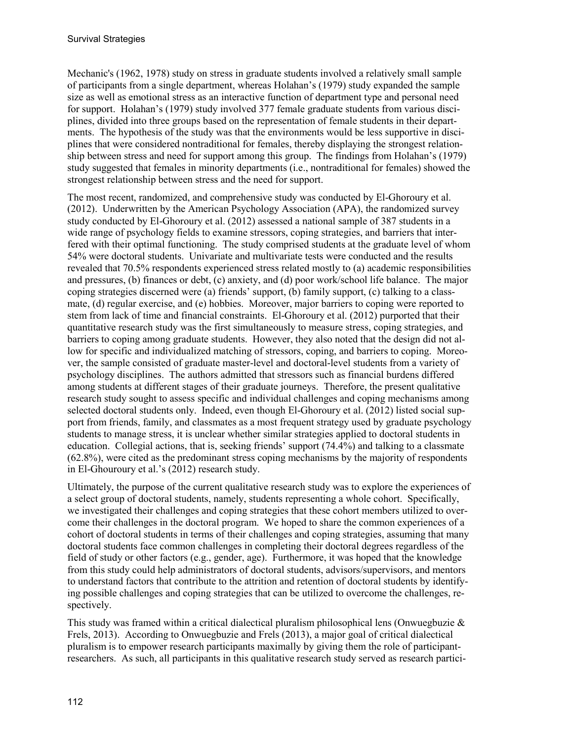Mechanic's (1962, 1978) study on stress in graduate students involved a relatively small sample of participants from a single department, whereas Holahan's (1979) study expanded the sample size as well as emotional stress as an interactive function of department type and personal need for support. Holahan's (1979) study involved 377 female graduate students from various disciplines, divided into three groups based on the representation of female students in their departments. The hypothesis of the study was that the environments would be less supportive in disciplines that were considered nontraditional for females, thereby displaying the strongest relationship between stress and need for support among this group. The findings from Holahan's (1979) study suggested that females in minority departments (i.e., nontraditional for females) showed the strongest relationship between stress and the need for support.

The most recent, randomized, and comprehensive study was conducted by El-Ghoroury et al. (2012). Underwritten by the American Psychology Association (APA), the randomized survey study conducted by El-Ghoroury et al. (2012) assessed a national sample of 387 students in a wide range of psychology fields to examine stressors, coping strategies, and barriers that interfered with their optimal functioning. The study comprised students at the graduate level of whom 54% were doctoral students. Univariate and multivariate tests were conducted and the results revealed that 70.5% respondents experienced stress related mostly to (a) academic responsibilities and pressures, (b) finances or debt, (c) anxiety, and (d) poor work/school life balance. The major coping strategies discerned were (a) friends' support, (b) family support, (c) talking to a classmate, (d) regular exercise, and (e) hobbies. Moreover, major barriers to coping were reported to stem from lack of time and financial constraints. El-Ghoroury et al. (2012) purported that their quantitative research study was the first simultaneously to measure stress, coping strategies, and barriers to coping among graduate students. However, they also noted that the design did not allow for specific and individualized matching of stressors, coping, and barriers to coping. Moreover, the sample consisted of graduate master-level and doctoral-level students from a variety of psychology disciplines. The authors admitted that stressors such as financial burdens differed among students at different stages of their graduate journeys. Therefore, the present qualitative research study sought to assess specific and individual challenges and coping mechanisms among selected doctoral students only. Indeed, even though El-Ghoroury et al. (2012) listed social support from friends, family, and classmates as a most frequent strategy used by graduate psychology students to manage stress, it is unclear whether similar strategies applied to doctoral students in education. Collegial actions, that is, seeking friends' support (74.4%) and talking to a classmate (62.8%), were cited as the predominant stress coping mechanisms by the majority of respondents in El-Ghouroury et al.'s (2012) research study.

Ultimately, the purpose of the current qualitative research study was to explore the experiences of a select group of doctoral students, namely, students representing a whole cohort. Specifically, we investigated their challenges and coping strategies that these cohort members utilized to overcome their challenges in the doctoral program. We hoped to share the common experiences of a cohort of doctoral students in terms of their challenges and coping strategies, assuming that many doctoral students face common challenges in completing their doctoral degrees regardless of the field of study or other factors (e.g., gender, age). Furthermore, it was hoped that the knowledge from this study could help administrators of doctoral students, advisors/supervisors, and mentors to understand factors that contribute to the attrition and retention of doctoral students by identifying possible challenges and coping strategies that can be utilized to overcome the challenges, respectively.

This study was framed within a critical dialectical pluralism philosophical lens (Onwuegbuzie & Frels, 2013). According to Onwuegbuzie and Frels (2013), a major goal of critical dialectical pluralism is to empower research participants maximally by giving them the role of participant-researchers. As such, all participants in this qualitative research study served as research partici-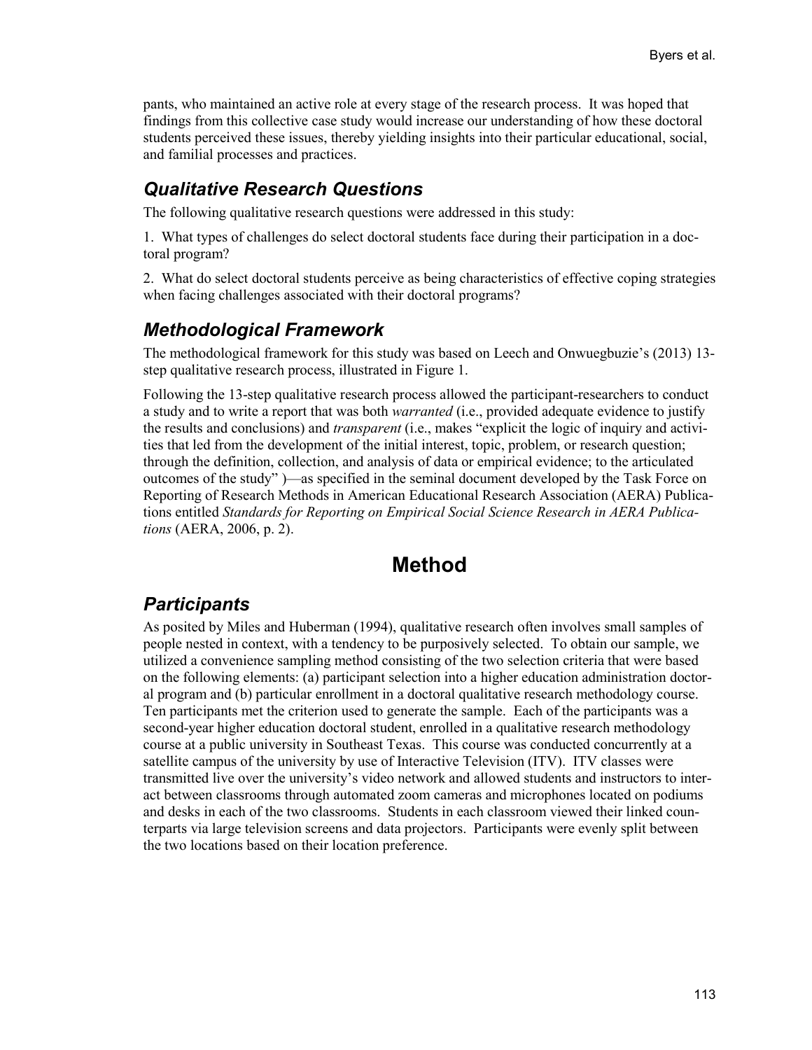pants, who maintained an active role at every stage of the research process. It was hoped that findings from this collective case study would increase our understanding of how these doctoral students perceived these issues, thereby yielding insights into their particular educational, social, and familial processes and practices.

## *Qualitative Research Questions*

The following qualitative research questions were addressed in this study:

1. What types of challenges do select doctoral students face during their participation in a doctoral program?

2. What do select doctoral students perceive as being characteristics of effective coping strategies when facing challenges associated with their doctoral programs?

## *Methodological Framework*

The methodological framework for this study was based on Leech and Onwuegbuzie's (2013) 13-step qualitative research process, illustrated in Figure 1.

Following the 13-step qualitative research process allowed the participant-researchers to conduct a study and to write a report that was both *warranted* (i.e., provided adequate evidence to justify the results and conclusions) and *transparent* (i.e., makes "explicit the logic of inquiry and activities that led from the development of the initial interest, topic, problem, or research question; through the definition, collection, and analysis of data or empirical evidence; to the articulated outcomes of the study" )—as specified in the seminal document developed by the Task Force on Reporting of Research Methods in American Educational Research Association (AERA) Publications entitled *Standards for Reporting on Empirical Social Science Research in AERA Publications* (AERA, 2006, p. 2).

# Method

## *Participants*

As posited by Miles and Huberman (1994), qualitative research often involves small samples of people nested in context, with a tendency to be purposively selected. To obtain our sample, we utilized a convenience sampling method consisting of the two selection criteria that were based on the following elements: (a) participant selection into a higher education administration doctoral program and (b) particular enrollment in a doctoral qualitative research methodology course. Ten participants met the criterion used to generate the sample. Each of the participants was a second-year higher education doctoral student, enrolled in a qualitative research methodology course at a public university in Southeast Texas. This course was conducted concurrently at a satellite campus of the university by use of Interactive Television (ITV). ITV classes were transmitted live over the university's video network and allowed students and instructors to interact between classrooms through automated zoom cameras and microphones located on podiums and desks in each of the two classrooms. Students in each classroom viewed their linked counterparts via large television screens and data projectors. Participants were evenly split between the two locations based on their location preference.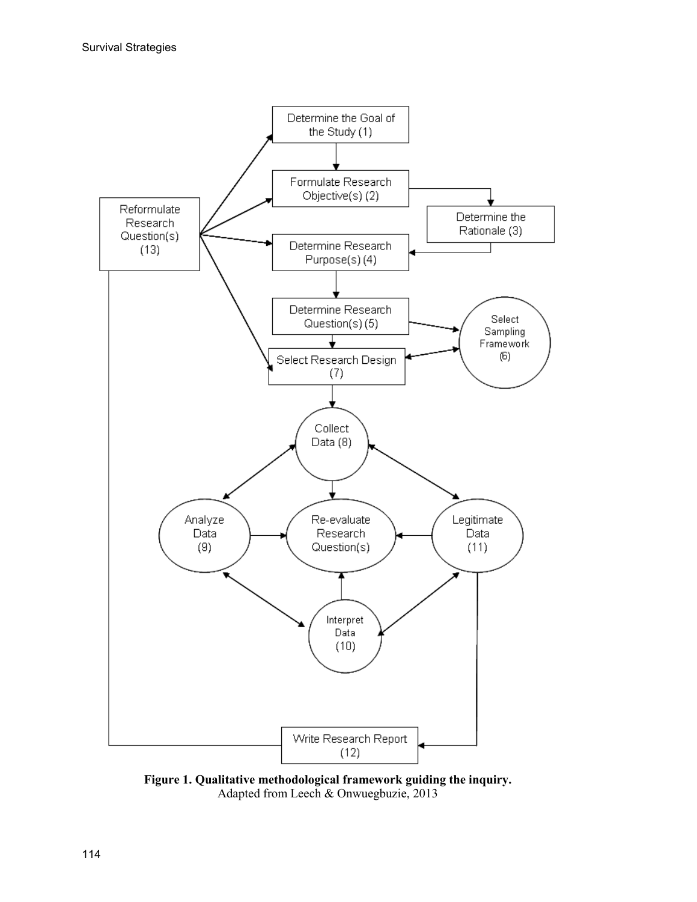Determine the Goal of the Study (1)

Formulate Research Objective(s) (2)

Determine the Rationale (3)

Determine Research Purpose(s) (4)

Determine Research Question(s) (5)

Select Sampling Framework (6)

Select Research Design (7)

Reformulate Research Question(s) (13)

Collect Data (8)

Analyze Data (9)

Re-evaluate Research Question(s)

Legitimate Data (11)

Interpret Data (10)

Write Research Report (12)

**Figure 1. Qualitative methodological framework guiding the inquiry.**
Adapted from Leech & Onwuegbuzie, 2013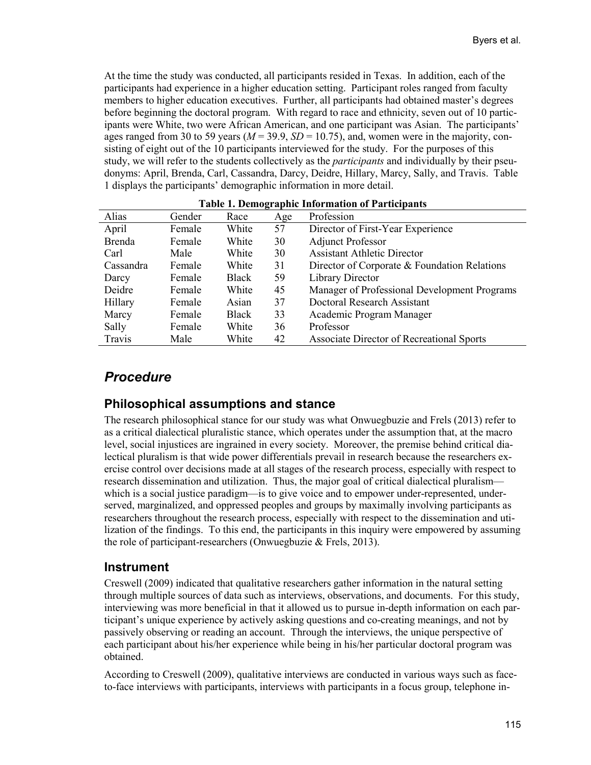At the time the study was conducted, all participants resided in Texas. In addition, each of the participants had experience in a higher education setting. Participant roles ranged from faculty members to higher education executives. Further, all participants had obtained master's degrees before beginning the doctoral program. With regard to race and ethnicity, seven out of 10 participants were White, two were African American, and one participant was Asian. The participants' ages ranged from 30 to 59 years ($M$ = 39.9, $SD$ = 10.75), and, women were in the majority, consisting of eight out of the 10 participants interviewed for the study. For the purposes of this study, we will refer to the students collectively as the *participants* and individually by their pseudonyms: April, Brenda, Carl, Cassandra, Darcy, Deidre, Hillary, Marcy, Sally, and Travis. Table 1 displays the participants' demographic information in more detail.

**Table 1. Demographic Information of Participants**

| Alias | Gender | Race | Age | Profession |
|---|---|---|---|---|
| April | Female | White | 57 | Director of First-Year Experience |
| Brenda | Female | White | 30 | Adjunct Professor |
| Carl | Male | White | 30 | Assistant Athletic Director |
| Cassandra | Female | White | 31 | Director of Corporate & Foundation Relations |
| Darcy | Female | Black | 59 | Library Director |
| Deidre | Female | White | 45 | Manager of Professional Development Programs |
| Hillary | Female | Asian | 37 | Doctoral Research Assistant |
| Marcy | Female | Black | 33 | Academic Program Manager |
| Sally | Female | White | 36 | Professor |
| Travis | Male | White | 42 | Associate Director of Recreational Sports |

## *Procedure*

### Philosophical assumptions and stance

The research philosophical stance for our study was what Onwuegbuzie and Frels (2013) refer to as a critical dialectical pluralistic stance, which operates under the assumption that, at the macro level, social injustices are ingrained in every society. Moreover, the premise behind critical dialectical pluralism is that wide power differentials prevail in research because the researchers exercise control over decisions made at all stages of the research process, especially with respect to research dissemination and utilization. Thus, the major goal of critical dialectical pluralism—which is a social justice paradigm—is to give voice and to empower under-represented, underserved, marginalized, and oppressed peoples and groups by maximally involving participants as researchers throughout the research process, especially with respect to the dissemination and utilization of the findings. To this end, the participants in this inquiry were empowered by assuming the role of participant-researchers (Onwuegbuzie & Frels, 2013).

### Instrument

Creswell (2009) indicated that qualitative researchers gather information in the natural setting through multiple sources of data such as interviews, observations, and documents. For this study, interviewing was more beneficial in that it allowed us to pursue in-depth information on each participant's unique experience by actively asking questions and co-creating meanings, and not by passively observing or reading an account. Through the interviews, the unique perspective of each participant about his/her experience while being in his/her particular doctoral program was obtained.

According to Creswell (2009), qualitative interviews are conducted in various ways such as face-to-face interviews with participants, interviews with participants in a focus group, telephone in-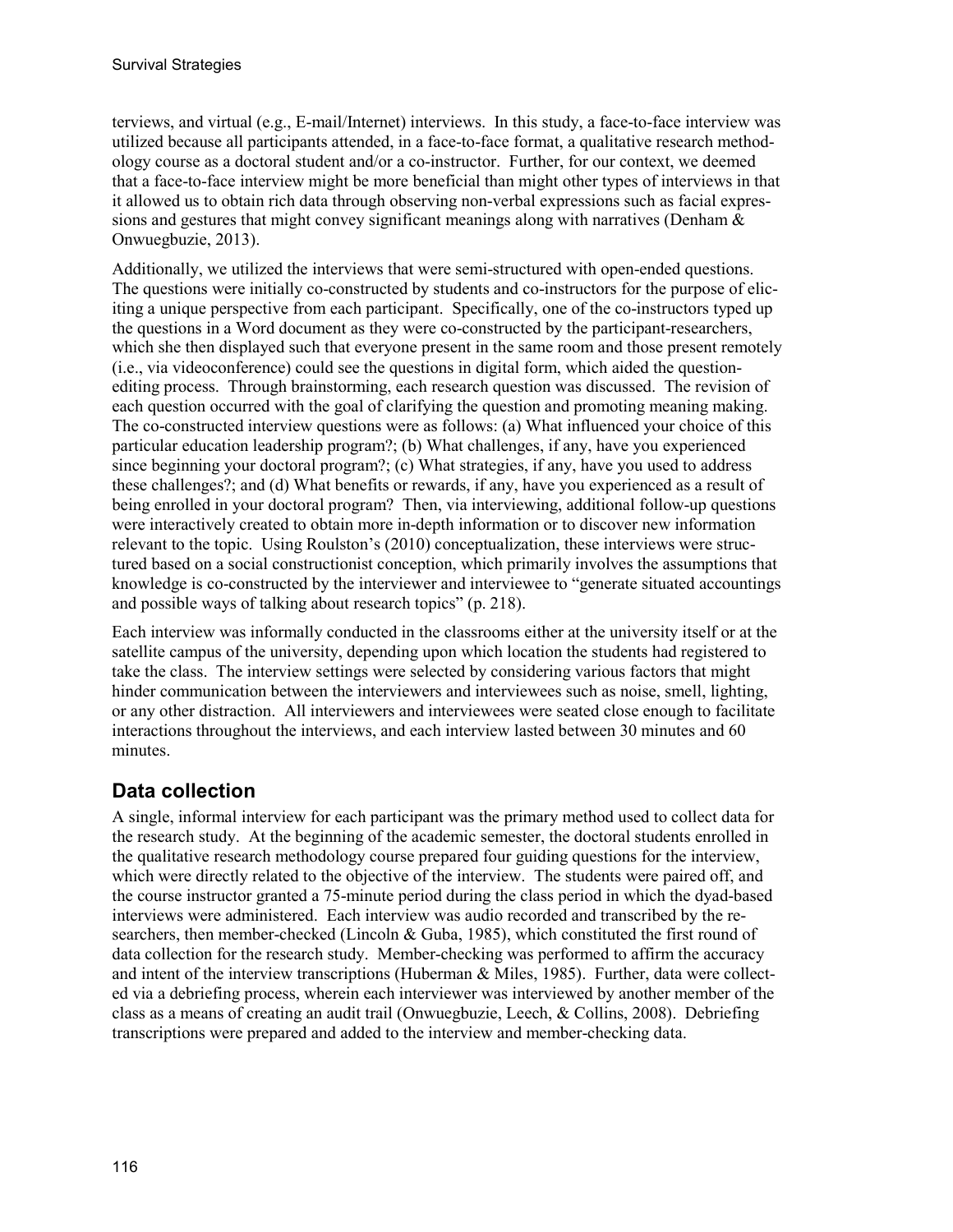terviews, and virtual (e.g., E-mail/Internet) interviews. In this study, a face-to-face interview was utilized because all participants attended, in a face-to-face format, a qualitative research methodology course as a doctoral student and/or a co-instructor. Further, for our context, we deemed that a face-to-face interview might be more beneficial than might other types of interviews in that it allowed us to obtain rich data through observing non-verbal expressions such as facial expressions and gestures that might convey significant meanings along with narratives (Denham & Onwuegbuzie, 2013).

Additionally, we utilized the interviews that were semi-structured with open-ended questions. The questions were initially co-constructed by students and co-instructors for the purpose of eliciting a unique perspective from each participant. Specifically, one of the co-instructors typed up the questions in a Word document as they were co-constructed by the participant-researchers, which she then displayed such that everyone present in the same room and those present remotely (i.e., via videoconference) could see the questions in digital form, which aided the question-editing process. Through brainstorming, each research question was discussed. The revision of each question occurred with the goal of clarifying the question and promoting meaning making. The co-constructed interview questions were as follows: (a) What influenced your choice of this particular education leadership program?; (b) What challenges, if any, have you experienced since beginning your doctoral program?; (c) What strategies, if any, have you used to address these challenges?; and (d) What benefits or rewards, if any, have you experienced as a result of being enrolled in your doctoral program? Then, via interviewing, additional follow-up questions were interactively created to obtain more in-depth information or to discover new information relevant to the topic. Using Roulston's (2010) conceptualization, these interviews were structured based on a social constructionist conception, which primarily involves the assumptions that knowledge is co-constructed by the interviewer and interviewee to "generate situated accountings and possible ways of talking about research topics" (p. 218).

Each interview was informally conducted in the classrooms either at the university itself or at the satellite campus of the university, depending upon which location the students had registered to take the class. The interview settings were selected by considering various factors that might hinder communication between the interviewers and interviewees such as noise, smell, lighting, or any other distraction. All interviewers and interviewees were seated close enough to facilitate interactions throughout the interviews, and each interview lasted between 30 minutes and 60 minutes.

## Data collection

A single, informal interview for each participant was the primary method used to collect data for the research study. At the beginning of the academic semester, the doctoral students enrolled in the qualitative research methodology course prepared four guiding questions for the interview, which were directly related to the objective of the interview. The students were paired off, and the course instructor granted a 75-minute period during the class period in which the dyad-based interviews were administered. Each interview was audio recorded and transcribed by the researchers, then member-checked (Lincoln & Guba, 1985), which constituted the first round of data collection for the research study. Member-checking was performed to affirm the accuracy and intent of the interview transcriptions (Huberman & Miles, 1985). Further, data were collected via a debriefing process, wherein each interviewer was interviewed by another member of the class as a means of creating an audit trail (Onwuegbuzie, Leech, & Collins, 2008). Debriefing transcriptions were prepared and added to the interview and member-checking data.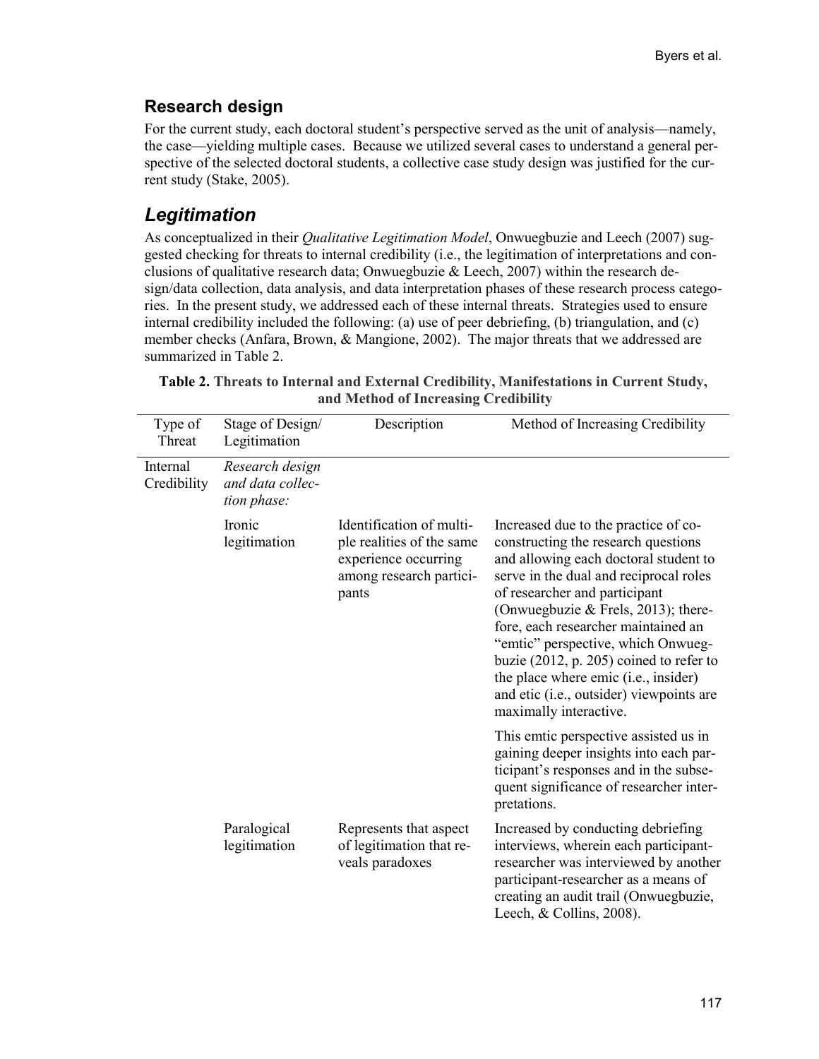## Research design

For the current study, each doctoral student's perspective served as the unit of analysis—namely, the case—yielding multiple cases. Because we utilized several cases to understand a general perspective of the selected doctoral students, a collective case study design was justified for the current study (Stake, 2005).

## *Legitimation*

As conceptualized in their *Qualitative Legitimation Model*, Onwuegbuzie and Leech (2007) suggested checking for threats to internal credibility (i.e., the legitimation of interpretations and conclusions of qualitative research data; Onwuegbuzie & Leech, 2007) within the research design/data collection, data analysis, and data interpretation phases of these research process categories. In the present study, we addressed each of these internal threats. Strategies used to ensure internal credibility included the following: (a) use of peer debriefing, (b) triangulation, and (c) member checks (Anfara, Brown, & Mangione, 2002). The major threats that we addressed are summarized in Table 2.

**Table 2. Threats to Internal and External Credibility, Manifestations in Current Study, and Method of Increasing Credibility**

| Type of Threat | Stage of Design/ Legitimation | Description | Method of Increasing Credibility |
|---|---|---|---|
| Internal Credibility | *Research design and data collection phase:* | | |
| | Ironic legitimation | Identification of multiple realities of the same experience occurring among research participants | Increased due to the practice of co-constructing the research questions and allowing each doctoral student to serve in the dual and reciprocal roles of researcher and participant (Onwuegbuzie & Frels, 2013); therefore, each researcher maintained an "emtic" perspective, which Onwuegbuzie (2012, p. 205) coined to refer to the place where emic (i.e., insider) and etic (i.e., outsider) viewpoints are maximally interactive. |
| | | | This emtic perspective assisted us in gaining deeper insights into each participant's responses and in the subsequent significance of researcher interpretations. |
| | Paralogical legitimation | Represents that aspect of legitimation that reveals paradoxes | Increased by conducting debriefing interviews, wherein each participant-researcher was interviewed by another participant-researcher as a means of creating an audit trail (Onwuegbuzie, Leech, & Collins, 2008). |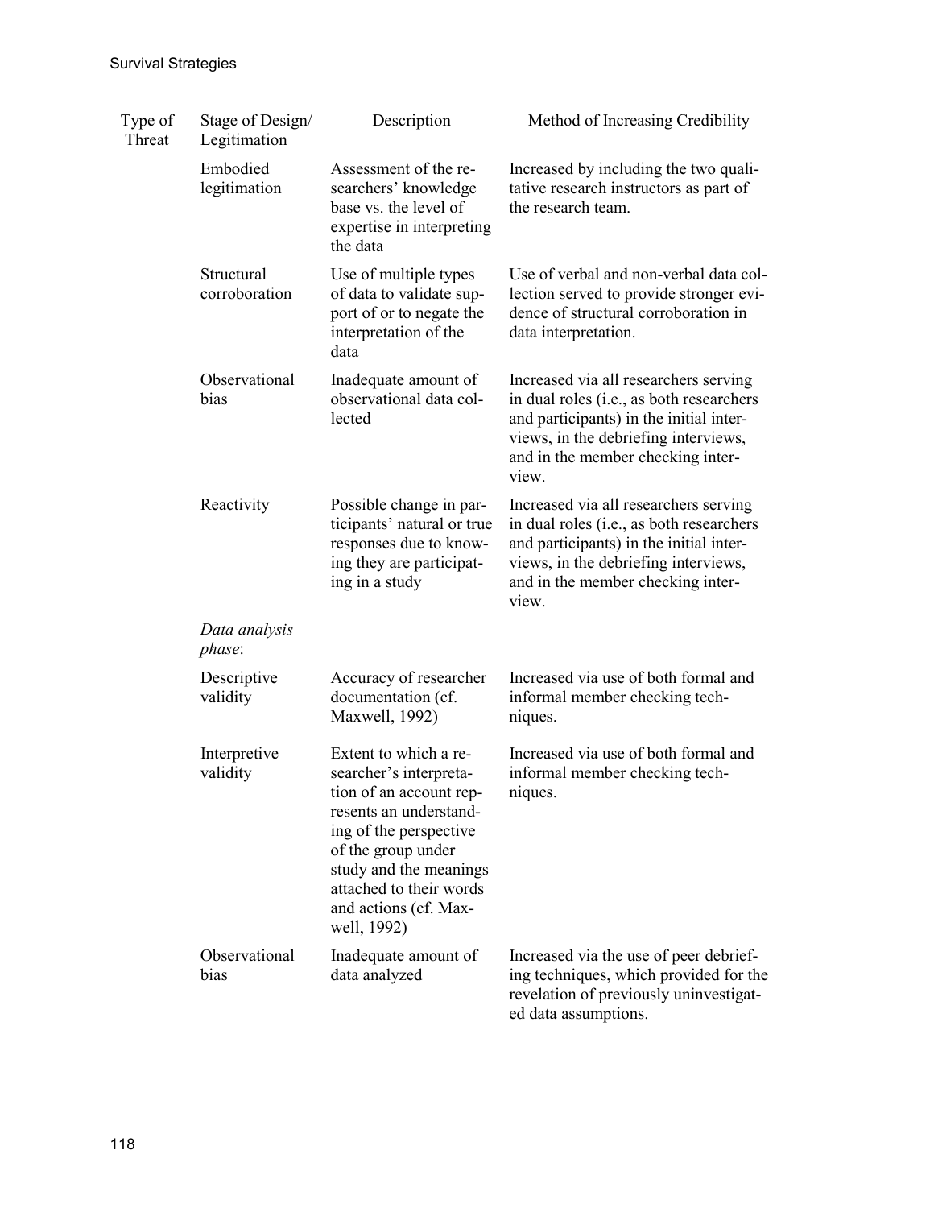| Type of Threat | Stage of Design/ Legitimation | Description | Method of Increasing Credibility |
|---|---|---|---|
| | Embodied legitimation | Assessment of the researchers' knowledge base vs. the level of expertise in interpreting the data | Increased by including the two qualitative research instructors as part of the research team. |
| | Structural corroboration | Use of multiple types of data to validate support of or to negate the interpretation of the data | Use of verbal and non-verbal data collection served to provide stronger evidence of structural corroboration in data interpretation. |
| | Observational bias | Inadequate amount of observational data collected | Increased via all researchers serving in dual roles (i.e., as both researchers and participants) in the initial interviews, in the debriefing interviews, and in the member checking interview. |
| | Reactivity | Possible change in participants' natural or true responses due to knowing they are participating in a study | Increased via all researchers serving in dual roles (i.e., as both researchers and participants) in the initial interviews, in the debriefing interviews, and in the member checking interview. |
| | *Data analysis phase*: | | |
| | Descriptive validity | Accuracy of researcher documentation (cf. Maxwell, 1992) | Increased via use of both formal and informal member checking techniques. |
| | Interpretive validity | Extent to which a researcher's interpretation of an account represents an understanding of the perspective of the group under study and the meanings attached to their words and actions (cf. Maxwell, 1992) | Increased via use of both formal and informal member checking techniques. |
| | Observational bias | Inadequate amount of data analyzed | Increased via the use of peer debriefing techniques, which provided for the revelation of previously uninvestigated data assumptions. |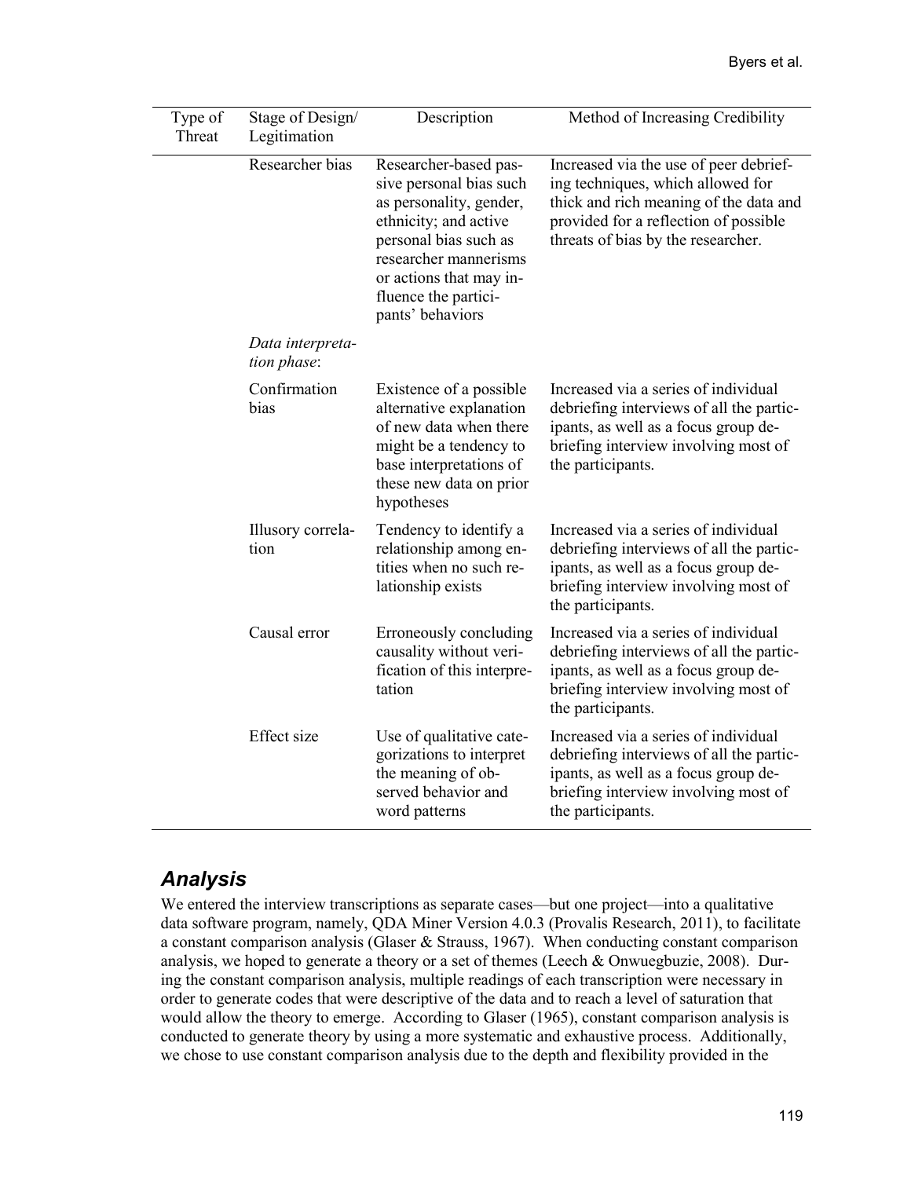| Type of Threat | Stage of Design/ Legitimation | Description | Method of Increasing Credibility |
|---|---|---|---|
| | Researcher bias | Researcher-based passive personal bias such as personality, gender, ethnicity; and active personal bias such as researcher mannerisms or actions that may influence the participants' behaviors | Increased via the use of peer debriefing techniques, which allowed for thick and rich meaning of the data and provided for a reflection of possible threats of bias by the researcher. |
| | *Data interpretation phase*: | | |
| | Confirmation bias | Existence of a possible alternative explanation of new data when there might be a tendency to base interpretations of these new data on prior hypotheses | Increased via a series of individual debriefing interviews of all the participants, as well as a focus group debriefing interview involving most of the participants. |
| | Illusory correlation | Tendency to identify a relationship among entities when no such relationship exists | Increased via a series of individual debriefing interviews of all the participants, as well as a focus group debriefing interview involving most of the participants. |
| | Causal error | Erroneously concluding causality without verification of this interpretation | Increased via a series of individual debriefing interviews of all the participants, as well as a focus group debriefing interview involving most of the participants. |
| | Effect size | Use of qualitative categorizations to interpret the meaning of observed behavior and word patterns | Increased via a series of individual debriefing interviews of all the participants, as well as a focus group debriefing interview involving most of the participants. |

## *Analysis*

We entered the interview transcriptions as separate cases—but one project—into a qualitative data software program, namely, QDA Miner Version 4.0.3 (Provalis Research, 2011), to facilitate a constant comparison analysis (Glaser & Strauss, 1967). When conducting constant comparison analysis, we hoped to generate a theory or a set of themes (Leech & Onwuegbuzie, 2008). During the constant comparison analysis, multiple readings of each transcription were necessary in order to generate codes that were descriptive of the data and to reach a level of saturation that would allow the theory to emerge. According to Glaser (1965), constant comparison analysis is conducted to generate theory by using a more systematic and exhaustive process. Additionally, we chose to use constant comparison analysis due to the depth and flexibility provided in the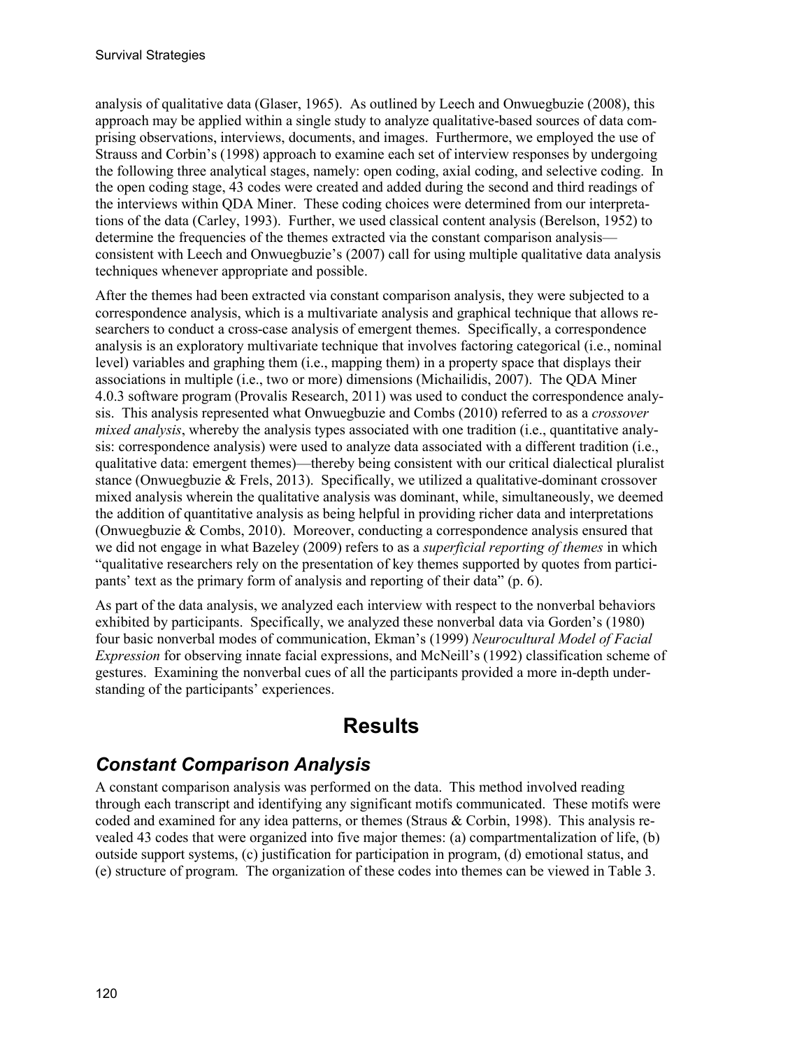analysis of qualitative data (Glaser, 1965). As outlined by Leech and Onwuegbuzie (2008), this approach may be applied within a single study to analyze qualitative-based sources of data comprising observations, interviews, documents, and images. Furthermore, we employed the use of Strauss and Corbin's (1998) approach to examine each set of interview responses by undergoing the following three analytical stages, namely: open coding, axial coding, and selective coding. In the open coding stage, 43 codes were created and added during the second and third readings of the interviews within QDA Miner. These coding choices were determined from our interpretations of the data (Carley, 1993). Further, we used classical content analysis (Berelson, 1952) to determine the frequencies of the themes extracted via the constant comparison analysis—consistent with Leech and Onwuegbuzie's (2007) call for using multiple qualitative data analysis techniques whenever appropriate and possible.

After the themes had been extracted via constant comparison analysis, they were subjected to a correspondence analysis, which is a multivariate analysis and graphical technique that allows researchers to conduct a cross-case analysis of emergent themes. Specifically, a correspondence analysis is an exploratory multivariate technique that involves factoring categorical (i.e., nominal level) variables and graphing them (i.e., mapping them) in a property space that displays their associations in multiple (i.e., two or more) dimensions (Michailidis, 2007). The QDA Miner 4.0.3 software program (Provalis Research, 2011) was used to conduct the correspondence analysis. This analysis represented what Onwuegbuzie and Combs (2010) referred to as a *crossover mixed analysis*, whereby the analysis types associated with one tradition (i.e., quantitative analysis: correspondence analysis) were used to analyze data associated with a different tradition (i.e., qualitative data: emergent themes)—thereby being consistent with our critical dialectical pluralist stance (Onwuegbuzie & Frels, 2013). Specifically, we utilized a qualitative-dominant crossover mixed analysis wherein the qualitative analysis was dominant, while, simultaneously, we deemed the addition of quantitative analysis as being helpful in providing richer data and interpretations (Onwuegbuzie & Combs, 2010). Moreover, conducting a correspondence analysis ensured that we did not engage in what Bazeley (2009) refers to as a *superficial reporting of themes* in which "qualitative researchers rely on the presentation of key themes supported by quotes from participants' text as the primary form of analysis and reporting of their data" (p. 6).

As part of the data analysis, we analyzed each interview with respect to the nonverbal behaviors exhibited by participants. Specifically, we analyzed these nonverbal data via Gorden's (1980) four basic nonverbal modes of communication, Ekman's (1999) *Neurocultural Model of Facial Expression* for observing innate facial expressions, and McNeill's (1992) classification scheme of gestures. Examining the nonverbal cues of all the participants provided a more in-depth understanding of the participants' experiences.

# Results

## *Constant Comparison Analysis*

A constant comparison analysis was performed on the data. This method involved reading through each transcript and identifying any significant motifs communicated. These motifs were coded and examined for any idea patterns, or themes (Straus & Corbin, 1998). This analysis revealed 43 codes that were organized into five major themes: (a) compartmentalization of life, (b) outside support systems, (c) justification for participation in program, (d) emotional status, and (e) structure of program. The organization of these codes into themes can be viewed in Table 3.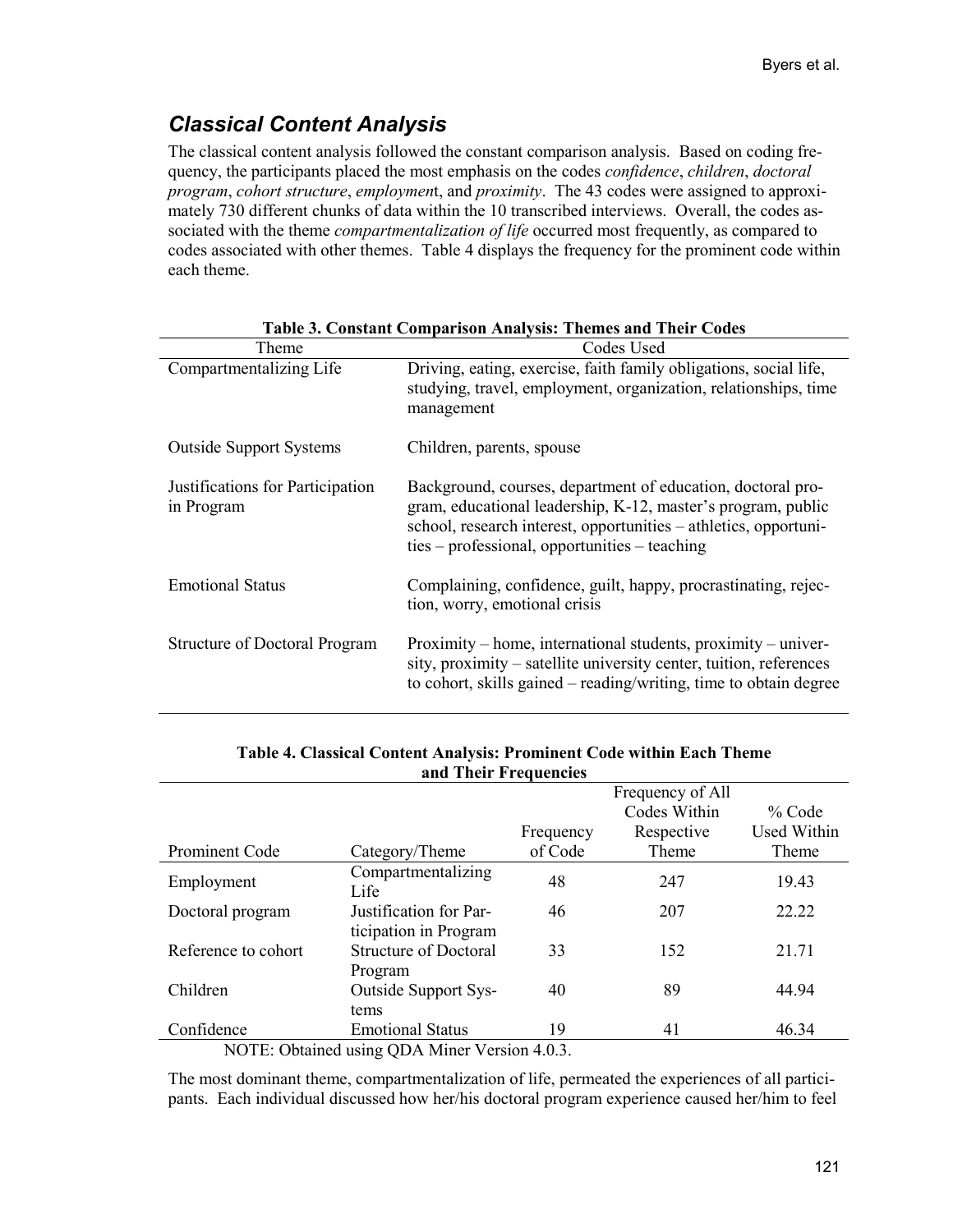## *Classical Content Analysis*

The classical content analysis followed the constant comparison analysis. Based on coding frequency, the participants placed the most emphasis on the codes *confidence*, *children*, *doctoral program*, *cohort structure*, *employmen*t, and *proximity*. The 43 codes were assigned to approximately 730 different chunks of data within the 10 transcribed interviews. Overall, the codes associated with the theme *compartmentalization of life* occurred most frequently, as compared to codes associated with other themes. Table 4 displays the frequency for the prominent code within each theme.

**Table 3. Constant Comparison Analysis: Themes and Their Codes**

| Theme | Codes Used |
|---|---|
| Compartmentalizing Life | Driving, eating, exercise, faith family obligations, social life, studying, travel, employment, organization, relationships, time management |
| Outside Support Systems | Children, parents, spouse |
| Justifications for Participation in Program | Background, courses, department of education, doctoral program, educational leadership, K-12, master's program, public school, research interest, opportunities – athletics, opportunities – professional, opportunities – teaching |
| Emotional Status | Complaining, confidence, guilt, happy, procrastinating, rejection, worry, emotional crisis |
| Structure of Doctoral Program | Proximity – home, international students, proximity – university, proximity – satellite university center, tuition, references to cohort, skills gained – reading/writing, time to obtain degree |

**Table 4. Classical Content Analysis: Prominent Code within Each Theme and Their Frequencies**

| Prominent Code | Category/Theme | Frequency of Code | Frequency of All Codes Within Respective Theme | % Code Used Within Theme |
|---|---|---|---|---|
| Employment | Compartmentalizing Life | 48 | 247 | 19.43 |
| Doctoral program | Justification for Participation in Program | 46 | 207 | 22.22 |
| Reference to cohort | Structure of Doctoral Program | 33 | 152 | 21.71 |
| Children | Outside Support Systems | 40 | 89 | 44.94 |
| Confidence | Emotional Status | 19 | 41 | 46.34 |

NOTE: Obtained using QDA Miner Version 4.0.3.

The most dominant theme, compartmentalization of life, permeated the experiences of all participants. Each individual discussed how her/his doctoral program experience caused her/him to feel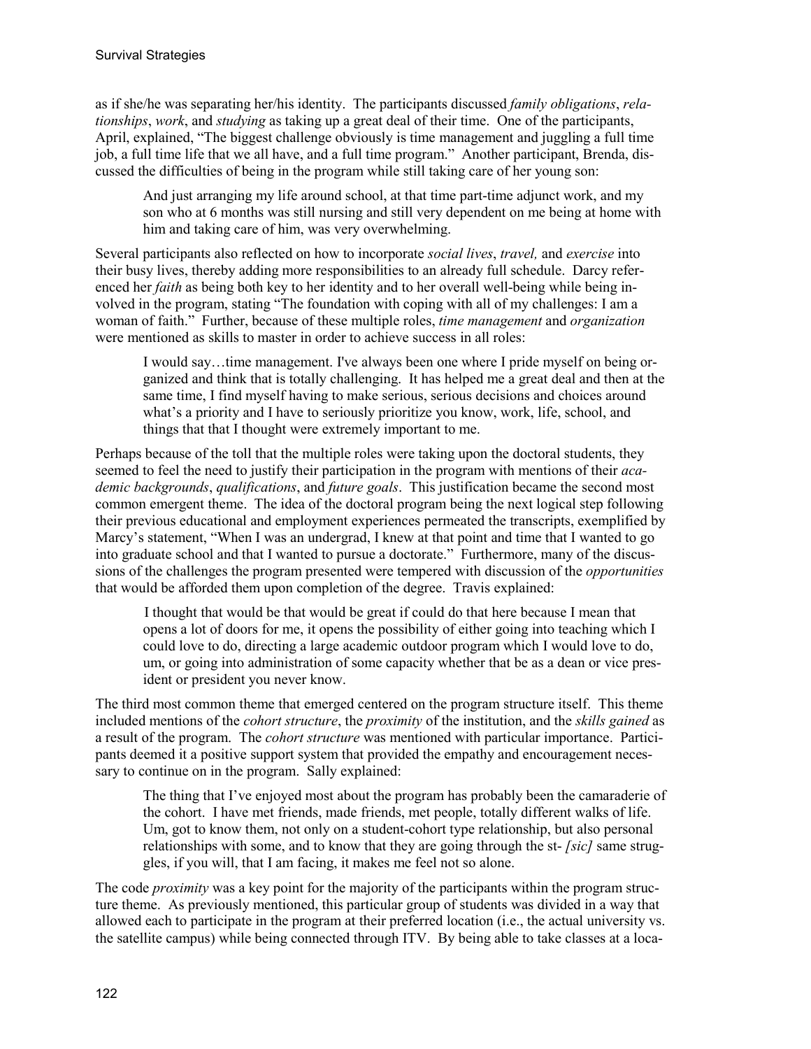as if she/he was separating her/his identity. The participants discussed *family obligations*, *relationships*, *work*, and *studying* as taking up a great deal of their time. One of the participants, April, explained, "The biggest challenge obviously is time management and juggling a full time job, a full time life that we all have, and a full time program." Another participant, Brenda, discussed the difficulties of being in the program while still taking care of her young son:

> And just arranging my life around school, at that time part-time adjunct work, and my son who at 6 months was still nursing and still very dependent on me being at home with him and taking care of him, was very overwhelming.

Several participants also reflected on how to incorporate *social lives*, *travel,* and *exercise* into their busy lives, thereby adding more responsibilities to an already full schedule. Darcy referenced her *faith* as being both key to her identity and to her overall well-being while being involved in the program, stating "The foundation with coping with all of my challenges: I am a woman of faith." Further, because of these multiple roles, *time management* and *organization* were mentioned as skills to master in order to achieve success in all roles:

> I would say…time management. I've always been one where I pride myself on being organized and think that is totally challenging. It has helped me a great deal and then at the same time, I find myself having to make serious, serious decisions and choices around what's a priority and I have to seriously prioritize you know, work, life, school, and things that that I thought were extremely important to me.

Perhaps because of the toll that the multiple roles were taking upon the doctoral students, they seemed to feel the need to justify their participation in the program with mentions of their *academic backgrounds*, *qualifications*, and *future goals*. This justification became the second most common emergent theme. The idea of the doctoral program being the next logical step following their previous educational and employment experiences permeated the transcripts, exemplified by Marcy's statement, "When I was an undergrad, I knew at that point and time that I wanted to go into graduate school and that I wanted to pursue a doctorate." Furthermore, many of the discussions of the challenges the program presented were tempered with discussion of the *opportunities* that would be afforded them upon completion of the degree. Travis explained:

> I thought that would be that would be great if could do that here because I mean that opens a lot of doors for me, it opens the possibility of either going into teaching which I could love to do, directing a large academic outdoor program which I would love to do, um, or going into administration of some capacity whether that be as a dean or vice president or president you never know.

The third most common theme that emerged centered on the program structure itself. This theme included mentions of the *cohort structure*, the *proximity* of the institution, and the *skills gained* as a result of the program. The *cohort structure* was mentioned with particular importance. Participants deemed it a positive support system that provided the empathy and encouragement necessary to continue on in the program. Sally explained:

> The thing that I've enjoyed most about the program has probably been the camaraderie of the cohort. I have met friends, made friends, met people, totally different walks of life. Um, got to know them, not only on a student-cohort type relationship, but also personal relationships with some, and to know that they are going through the st- *[sic]* same struggles, if you will, that I am facing, it makes me feel not so alone.

The code *proximity* was a key point for the majority of the participants within the program structure theme. As previously mentioned, this particular group of students was divided in a way that allowed each to participate in the program at their preferred location (i.e., the actual university vs. the satellite campus) while being connected through ITV. By being able to take classes at a loca-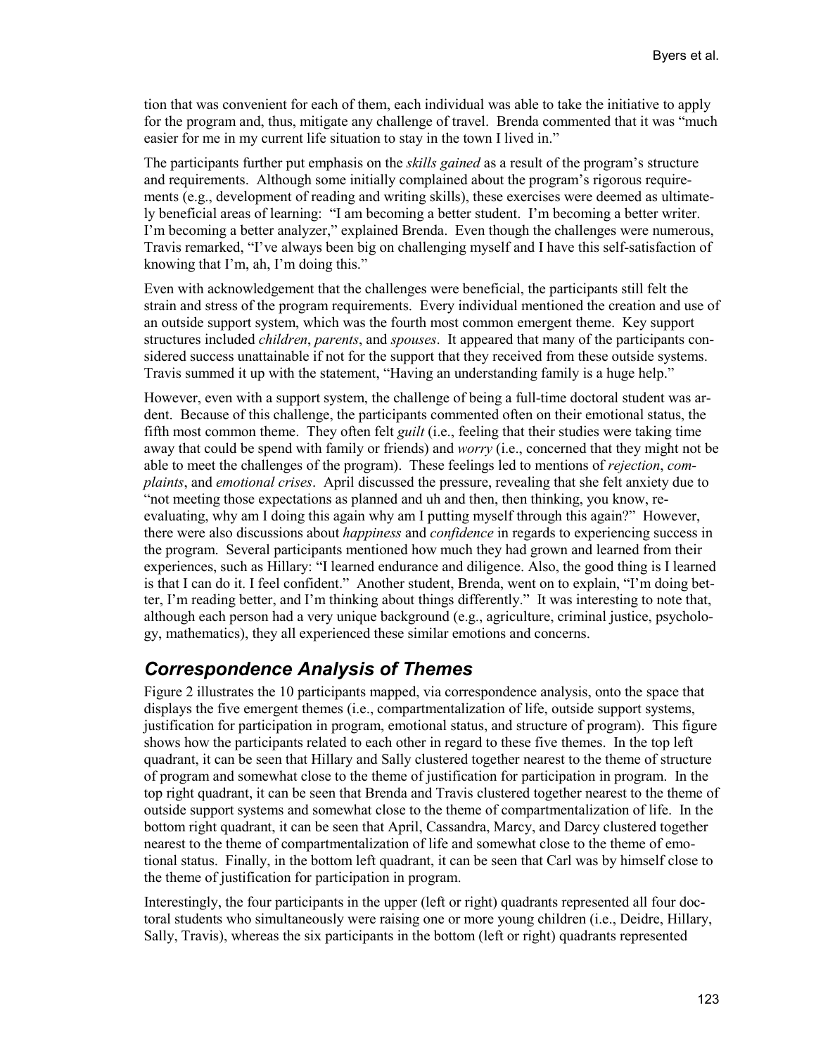tion that was convenient for each of them, each individual was able to take the initiative to apply for the program and, thus, mitigate any challenge of travel. Brenda commented that it was "much easier for me in my current life situation to stay in the town I lived in."

The participants further put emphasis on the *skills gained* as a result of the program's structure and requirements. Although some initially complained about the program's rigorous requirements (e.g., development of reading and writing skills), these exercises were deemed as ultimately beneficial areas of learning: "I am becoming a better student. I'm becoming a better writer. I'm becoming a better analyzer," explained Brenda. Even though the challenges were numerous, Travis remarked, "I've always been big on challenging myself and I have this self-satisfaction of knowing that I'm, ah, I'm doing this."

Even with acknowledgement that the challenges were beneficial, the participants still felt the strain and stress of the program requirements. Every individual mentioned the creation and use of an outside support system, which was the fourth most common emergent theme. Key support structures included *children*, *parents*, and *spouses*. It appeared that many of the participants considered success unattainable if not for the support that they received from these outside systems. Travis summed it up with the statement, "Having an understanding family is a huge help."

However, even with a support system, the challenge of being a full-time doctoral student was ardent. Because of this challenge, the participants commented often on their emotional status, the fifth most common theme. They often felt *guilt* (i.e., feeling that their studies were taking time away that could be spend with family or friends) and *worry* (i.e., concerned that they might not be able to meet the challenges of the program). These feelings led to mentions of *rejection*, *complaints*, and *emotional crises*. April discussed the pressure, revealing that she felt anxiety due to "not meeting those expectations as planned and uh and then, then thinking, you know, re-evaluating, why am I doing this again why am I putting myself through this again?" However, there were also discussions about *happiness* and *confidence* in regards to experiencing success in the program. Several participants mentioned how much they had grown and learned from their experiences, such as Hillary: "I learned endurance and diligence. Also, the good thing is I learned is that I can do it. I feel confident." Another student, Brenda, went on to explain, "I'm doing better, I'm reading better, and I'm thinking about things differently." It was interesting to note that, although each person had a very unique background (e.g., agriculture, criminal justice, psychology, mathematics), they all experienced these similar emotions and concerns.

## *Correspondence Analysis of Themes*

Figure 2 illustrates the 10 participants mapped, via correspondence analysis, onto the space that displays the five emergent themes (i.e., compartmentalization of life, outside support systems, justification for participation in program, emotional status, and structure of program). This figure shows how the participants related to each other in regard to these five themes. In the top left quadrant, it can be seen that Hillary and Sally clustered together nearest to the theme of structure of program and somewhat close to the theme of justification for participation in program. In the top right quadrant, it can be seen that Brenda and Travis clustered together nearest to the theme of outside support systems and somewhat close to the theme of compartmentalization of life. In the bottom right quadrant, it can be seen that April, Cassandra, Marcy, and Darcy clustered together nearest to the theme of compartmentalization of life and somewhat close to the theme of emotional status. Finally, in the bottom left quadrant, it can be seen that Carl was by himself close to the theme of justification for participation in program.

Interestingly, the four participants in the upper (left or right) quadrants represented all four doctoral students who simultaneously were raising one or more young children (i.e., Deidre, Hillary, Sally, Travis), whereas the six participants in the bottom (left or right) quadrants represented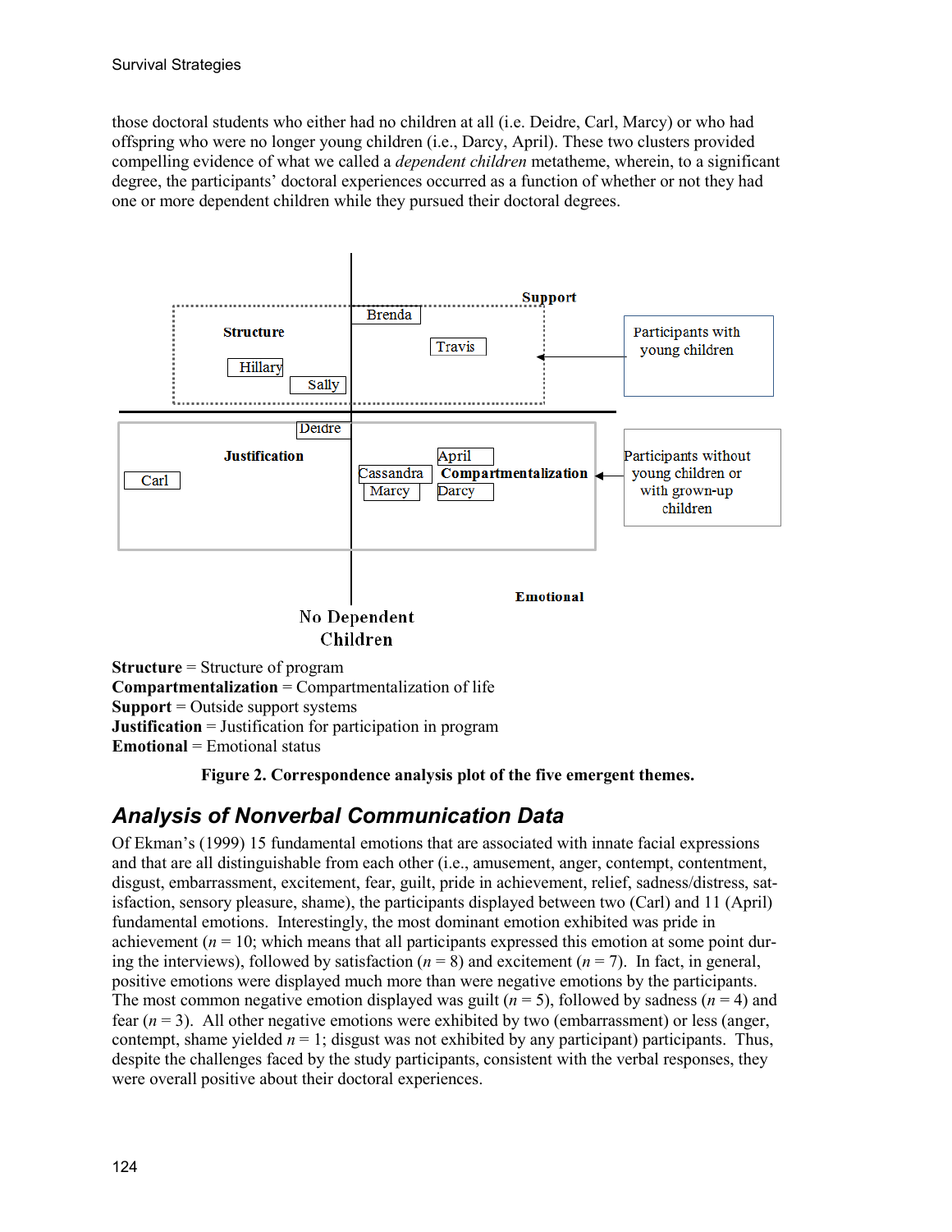those doctoral students who either had no children at all (i.e. Deidre, Carl, Marcy) or who had offspring who were no longer young children (i.e., Darcy, April). These two clusters provided compelling evidence of what we called a *dependent children* metatheme, wherein, to a significant degree, the participants' doctoral experiences occurred as a function of whether or not they had one or more dependent children while they pursued their doctoral degrees.

Support

Brenda

Structure

Travis

Hillary

Sally

Participants with young children

Deidre

Justification

April

Carl

Cassandra

Compartmentalization

Marcy

Darcy

Participants without young children or with grown-up children

Emotional

No Dependent Children

**Structure** = Structure of program
**Compartmentalization** = Compartmentalization of life
**Support** = Outside support systems
**Justification** = Justification for participation in program
**Emotional** = Emotional status

**Figure 2. Correspondence analysis plot of the five emergent themes.**

## *Analysis of Nonverbal Communication Data*

Of Ekman's (1999) 15 fundamental emotions that are associated with innate facial expressions and that are all distinguishable from each other (i.e., amusement, anger, contempt, contentment, disgust, embarrassment, excitement, fear, guilt, pride in achievement, relief, sadness/distress, satisfaction, sensory pleasure, shame), the participants displayed between two (Carl) and 11 (April) fundamental emotions. Interestingly, the most dominant emotion exhibited was pride in achievement ($n$ = 10; which means that all participants expressed this emotion at some point during the interviews), followed by satisfaction ($n$ = 8) and excitement ($n$ = 7). In fact, in general, positive emotions were displayed much more than were negative emotions by the participants. The most common negative emotion displayed was guilt ($n$ = 5), followed by sadness ($n$ = 4) and fear ($n$ = 3). All other negative emotions were exhibited by two (embarrassment) or less (anger, contempt, shame yielded $n$ = 1; disgust was not exhibited by any participant) participants. Thus, despite the challenges faced by the study participants, consistent with the verbal responses, they were overall positive about their doctoral experiences.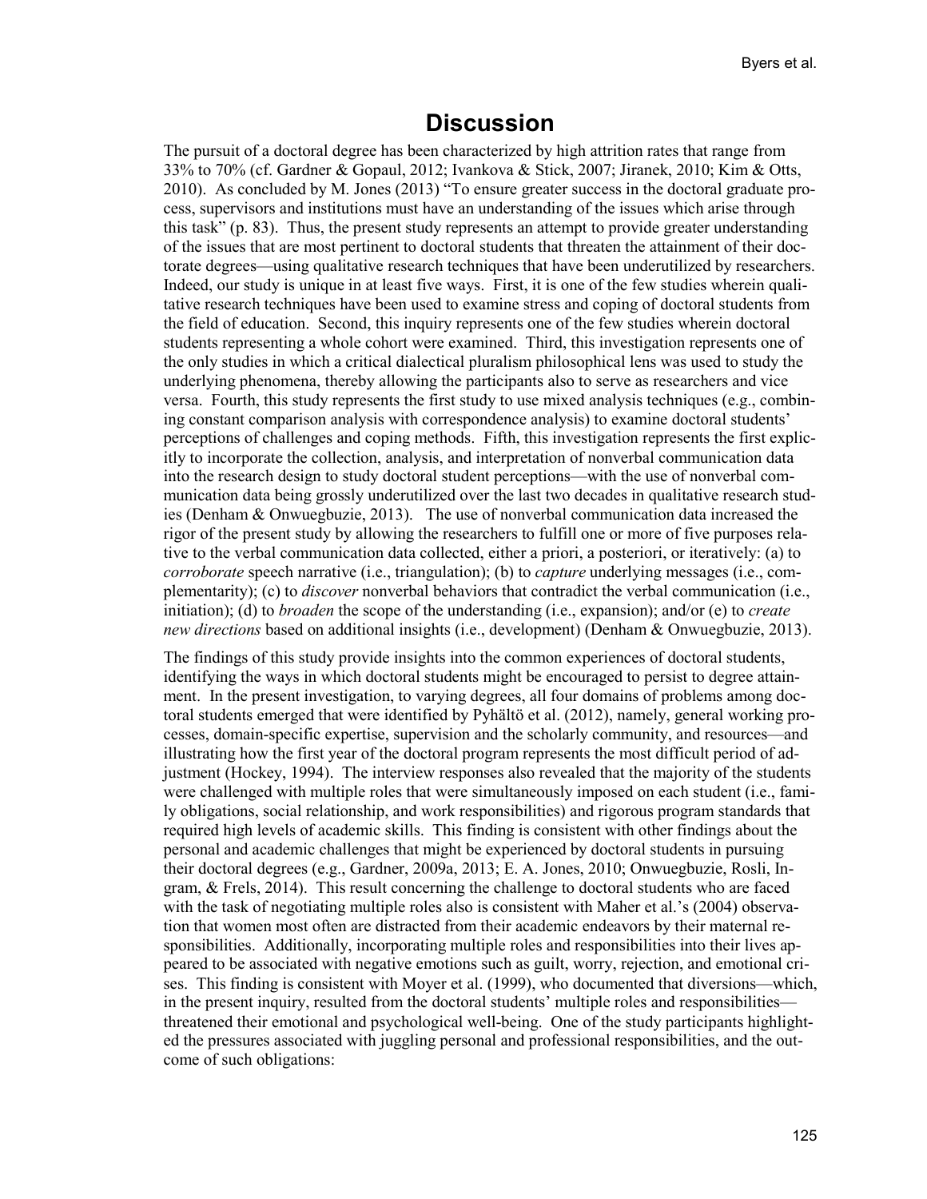## Discussion

The pursuit of a doctoral degree has been characterized by high attrition rates that range from 33% to 70% (cf. Gardner & Gopaul, 2012; Ivankova & Stick, 2007; Jiranek, 2010; Kim & Otts, 2010). As concluded by M. Jones (2013) "To ensure greater success in the doctoral graduate process, supervisors and institutions must have an understanding of the issues which arise through this task" (p. 83). Thus, the present study represents an attempt to provide greater understanding of the issues that are most pertinent to doctoral students that threaten the attainment of their doctorate degrees—using qualitative research techniques that have been underutilized by researchers. Indeed, our study is unique in at least five ways. First, it is one of the few studies wherein qualitative research techniques have been used to examine stress and coping of doctoral students from the field of education. Second, this inquiry represents one of the few studies wherein doctoral students representing a whole cohort were examined. Third, this investigation represents one of the only studies in which a critical dialectical pluralism philosophical lens was used to study the underlying phenomena, thereby allowing the participants also to serve as researchers and vice versa. Fourth, this study represents the first study to use mixed analysis techniques (e.g., combining constant comparison analysis with correspondence analysis) to examine doctoral students' perceptions of challenges and coping methods. Fifth, this investigation represents the first explicitly to incorporate the collection, analysis, and interpretation of nonverbal communication data into the research design to study doctoral student perceptions—with the use of nonverbal communication data being grossly underutilized over the last two decades in qualitative research studies (Denham & Onwuegbuzie, 2013). The use of nonverbal communication data increased the rigor of the present study by allowing the researchers to fulfill one or more of five purposes relative to the verbal communication data collected, either a priori, a posteriori, or iteratively: (a) to *corroborate* speech narrative (i.e., triangulation); (b) to *capture* underlying messages (i.e., complementarity); (c) to *discover* nonverbal behaviors that contradict the verbal communication (i.e., initiation); (d) to *broaden* the scope of the understanding (i.e., expansion); and/or (e) to *create new directions* based on additional insights (i.e., development) (Denham & Onwuegbuzie, 2013).

The findings of this study provide insights into the common experiences of doctoral students, identifying the ways in which doctoral students might be encouraged to persist to degree attainment. In the present investigation, to varying degrees, all four domains of problems among doctoral students emerged that were identified by Pyhältö et al. (2012), namely, general working processes, domain-specific expertise, supervision and the scholarly community, and resources—and illustrating how the first year of the doctoral program represents the most difficult period of adjustment (Hockey, 1994). The interview responses also revealed that the majority of the students were challenged with multiple roles that were simultaneously imposed on each student (i.e., family obligations, social relationship, and work responsibilities) and rigorous program standards that required high levels of academic skills. This finding is consistent with other findings about the personal and academic challenges that might be experienced by doctoral students in pursuing their doctoral degrees (e.g., Gardner, 2009a, 2013; E. A. Jones, 2010; Onwuegbuzie, Rosli, Ingram, & Frels, 2014). This result concerning the challenge to doctoral students who are faced with the task of negotiating multiple roles also is consistent with Maher et al.'s (2004) observation that women most often are distracted from their academic endeavors by their maternal responsibilities. Additionally, incorporating multiple roles and responsibilities into their lives appeared to be associated with negative emotions such as guilt, worry, rejection, and emotional crises. This finding is consistent with Moyer et al. (1999), who documented that diversions—which, in the present inquiry, resulted from the doctoral students' multiple roles and responsibilities—threatened their emotional and psychological well-being. One of the study participants highlighted the pressures associated with juggling personal and professional responsibilities, and the outcome of such obligations: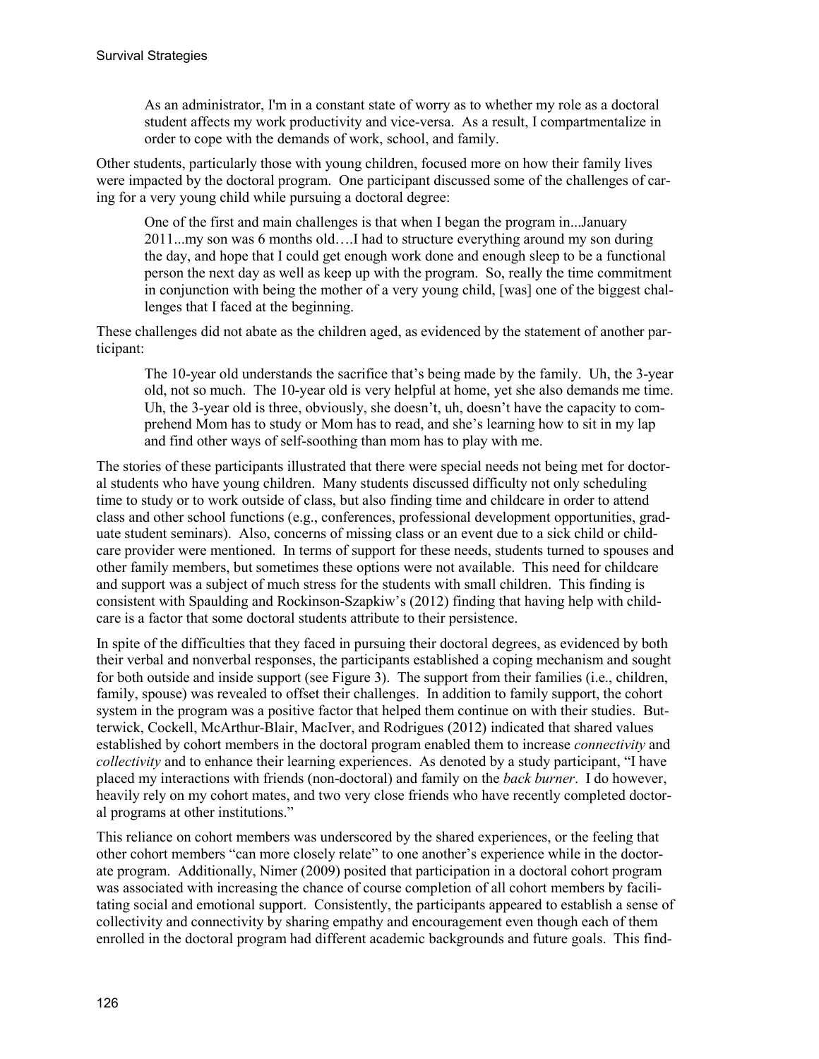> As an administrator, I'm in a constant state of worry as to whether my role as a doctoral student affects my work productivity and vice-versa. As a result, I compartmentalize in order to cope with the demands of work, school, and family.

Other students, particularly those with young children, focused more on how their family lives were impacted by the doctoral program. One participant discussed some of the challenges of caring for a very young child while pursuing a doctoral degree:

> One of the first and main challenges is that when I began the program in...January 2011...my son was 6 months old….I had to structure everything around my son during the day, and hope that I could get enough work done and enough sleep to be a functional person the next day as well as keep up with the program. So, really the time commitment in conjunction with being the mother of a very young child, [was] one of the biggest challenges that I faced at the beginning.

These challenges did not abate as the children aged, as evidenced by the statement of another participant:

> The 10-year old understands the sacrifice that's being made by the family. Uh, the 3-year old, not so much. The 10-year old is very helpful at home, yet she also demands me time. Uh, the 3-year old is three, obviously, she doesn't, uh, doesn't have the capacity to comprehend Mom has to study or Mom has to read, and she's learning how to sit in my lap and find other ways of self-soothing than mom has to play with me.

The stories of these participants illustrated that there were special needs not being met for doctoral students who have young children. Many students discussed difficulty not only scheduling time to study or to work outside of class, but also finding time and childcare in order to attend class and other school functions (e.g., conferences, professional development opportunities, graduate student seminars). Also, concerns of missing class or an event due to a sick child or childcare provider were mentioned. In terms of support for these needs, students turned to spouses and other family members, but sometimes these options were not available. This need for childcare and support was a subject of much stress for the students with small children. This finding is consistent with Spaulding and Rockinson-Szapkiw's (2012) finding that having help with childcare is a factor that some doctoral students attribute to their persistence.

In spite of the difficulties that they faced in pursuing their doctoral degrees, as evidenced by both their verbal and nonverbal responses, the participants established a coping mechanism and sought for both outside and inside support (see Figure 3). The support from their families (i.e., children, family, spouse) was revealed to offset their challenges. In addition to family support, the cohort system in the program was a positive factor that helped them continue on with their studies. Butterwick, Cockell, McArthur-Blair, MacIver, and Rodrigues (2012) indicated that shared values established by cohort members in the doctoral program enabled them to increase *connectivity* and *collectivity* and to enhance their learning experiences. As denoted by a study participant, "I have placed my interactions with friends (non-doctoral) and family on the *back burner*. I do however, heavily rely on my cohort mates, and two very close friends who have recently completed doctoral programs at other institutions."

This reliance on cohort members was underscored by the shared experiences, or the feeling that other cohort members "can more closely relate" to one another's experience while in the doctorate program. Additionally, Nimer (2009) posited that participation in a doctoral cohort program was associated with increasing the chance of course completion of all cohort members by facilitating social and emotional support. Consistently, the participants appeared to establish a sense of collectivity and connectivity by sharing empathy and encouragement even though each of them enrolled in the doctoral program had different academic backgrounds and future goals. This find-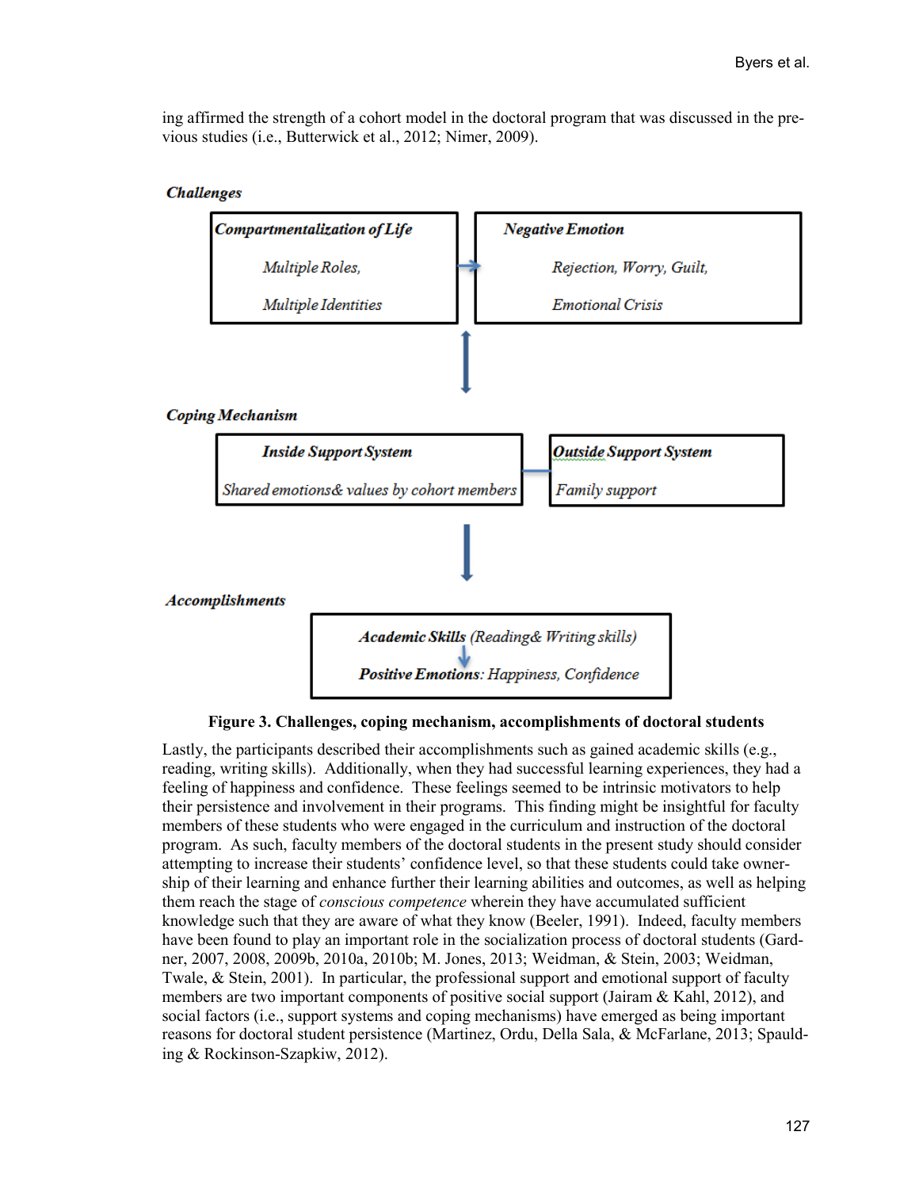ing affirmed the strength of a cohort model in the doctoral program that was discussed in the previous studies (i.e., Butterwick et al., 2012; Nimer, 2009).

***Challenges***

***Compartmentalization of Life***

*Multiple Roles,*

*Multiple Identities*

***Negative Emotion***

*Rejection, Worry, Guilt,*

*Emotional Crisis*

***Coping Mechanism***

***Inside Support System***

*Shared emotions& values by cohort members*

***Outside Support System***

*Family support*

***Accomplishments***

***Academic Skills*** *(Reading& Writing skills)*

***Positive Emotions****: Happiness, Confidence*

**Figure 3. Challenges, coping mechanism, accomplishments of doctoral students**

Lastly, the participants described their accomplishments such as gained academic skills (e.g., reading, writing skills). Additionally, when they had successful learning experiences, they had a feeling of happiness and confidence. These feelings seemed to be intrinsic motivators to help their persistence and involvement in their programs. This finding might be insightful for faculty members of these students who were engaged in the curriculum and instruction of the doctoral program. As such, faculty members of the doctoral students in the present study should consider attempting to increase their students' confidence level, so that these students could take ownership of their learning and enhance further their learning abilities and outcomes, as well as helping them reach the stage of *conscious competence* wherein they have accumulated sufficient knowledge such that they are aware of what they know (Beeler, 1991). Indeed, faculty members have been found to play an important role in the socialization process of doctoral students (Gardner, 2007, 2008, 2009b, 2010a, 2010b; M. Jones, 2013; Weidman, & Stein, 2003; Weidman, Twale, & Stein, 2001). In particular, the professional support and emotional support of faculty members are two important components of positive social support (Jairam & Kahl, 2012), and social factors (i.e., support systems and coping mechanisms) have emerged as being important reasons for doctoral student persistence (Martinez, Ordu, Della Sala, & McFarlane, 2013; Spaulding & Rockinson-Szapkiw, 2012).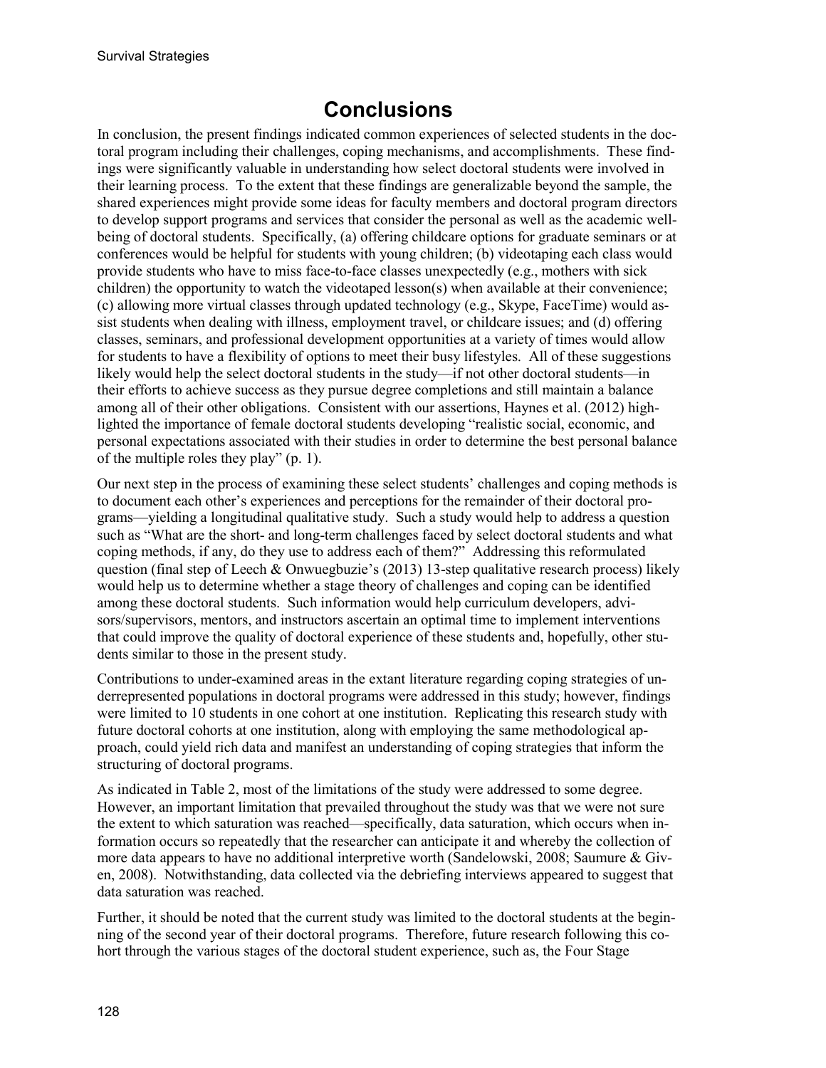## Conclusions

In conclusion, the present findings indicated common experiences of selected students in the doctoral program including their challenges, coping mechanisms, and accomplishments. These findings were significantly valuable in understanding how select doctoral students were involved in their learning process. To the extent that these findings are generalizable beyond the sample, the shared experiences might provide some ideas for faculty members and doctoral program directors to develop support programs and services that consider the personal as well as the academic wellbeing of doctoral students. Specifically, (a) offering childcare options for graduate seminars or at conferences would be helpful for students with young children; (b) videotaping each class would provide students who have to miss face-to-face classes unexpectedly (e.g., mothers with sick children) the opportunity to watch the videotaped lesson(s) when available at their convenience; (c) allowing more virtual classes through updated technology (e.g., Skype, FaceTime) would assist students when dealing with illness, employment travel, or childcare issues; and (d) offering classes, seminars, and professional development opportunities at a variety of times would allow for students to have a flexibility of options to meet their busy lifestyles. All of these suggestions likely would help the select doctoral students in the study—if not other doctoral students—in their efforts to achieve success as they pursue degree completions and still maintain a balance among all of their other obligations. Consistent with our assertions, Haynes et al. (2012) highlighted the importance of female doctoral students developing "realistic social, economic, and personal expectations associated with their studies in order to determine the best personal balance of the multiple roles they play" (p. 1).

Our next step in the process of examining these select students' challenges and coping methods is to document each other's experiences and perceptions for the remainder of their doctoral programs—yielding a longitudinal qualitative study. Such a study would help to address a question such as "What are the short- and long-term challenges faced by select doctoral students and what coping methods, if any, do they use to address each of them?" Addressing this reformulated question (final step of Leech & Onwuegbuzie's (2013) 13-step qualitative research process) likely would help us to determine whether a stage theory of challenges and coping can be identified among these doctoral students. Such information would help curriculum developers, advisors/supervisors, mentors, and instructors ascertain an optimal time to implement interventions that could improve the quality of doctoral experience of these students and, hopefully, other students similar to those in the present study.

Contributions to under-examined areas in the extant literature regarding coping strategies of underrepresented populations in doctoral programs were addressed in this study; however, findings were limited to 10 students in one cohort at one institution. Replicating this research study with future doctoral cohorts at one institution, along with employing the same methodological approach, could yield rich data and manifest an understanding of coping strategies that inform the structuring of doctoral programs.

As indicated in Table 2, most of the limitations of the study were addressed to some degree. However, an important limitation that prevailed throughout the study was that we were not sure the extent to which saturation was reached—specifically, data saturation, which occurs when information occurs so repeatedly that the researcher can anticipate it and whereby the collection of more data appears to have no additional interpretive worth (Sandelowski, 2008; Saumure & Given, 2008). Notwithstanding, data collected via the debriefing interviews appeared to suggest that data saturation was reached.

Further, it should be noted that the current study was limited to the doctoral students at the beginning of the second year of their doctoral programs. Therefore, future research following this cohort through the various stages of the doctoral student experience, such as, the Four Stage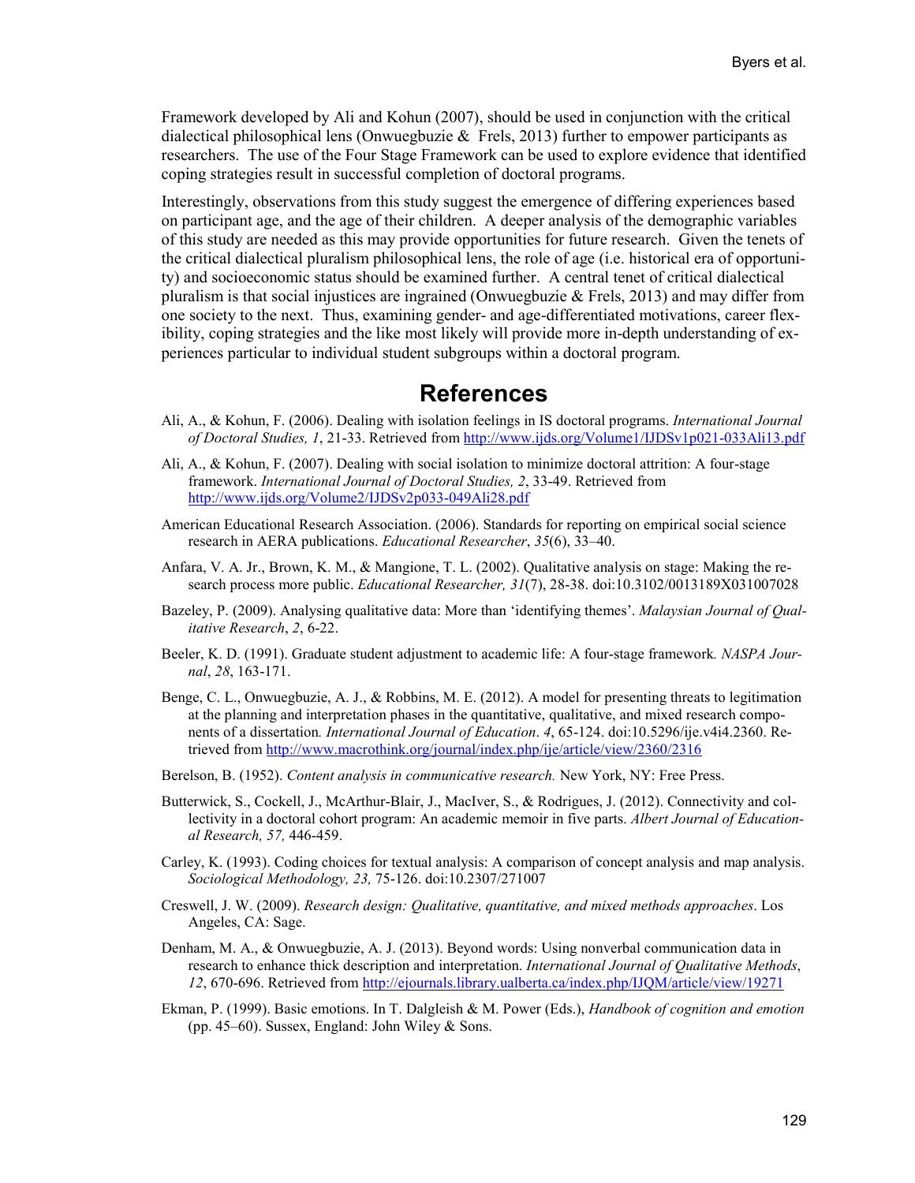Framework developed by Ali and Kohun (2007), should be used in conjunction with the critical dialectical philosophical lens (Onwuegbuzie & Frels, 2013) further to empower participants as researchers. The use of the Four Stage Framework can be used to explore evidence that identified coping strategies result in successful completion of doctoral programs.

Interestingly, observations from this study suggest the emergence of differing experiences based on participant age, and the age of their children. A deeper analysis of the demographic variables of this study are needed as this may provide opportunities for future research. Given the tenets of the critical dialectical pluralism philosophical lens, the role of age (i.e. historical era of opportunity) and socioeconomic status should be examined further. A central tenet of critical dialectical pluralism is that social injustices are ingrained (Onwuegbuzie & Frels, 2013) and may differ from one society to the next. Thus, examining gender- and age-differentiated motivations, career flexibility, coping strategies and the like most likely will provide more in-depth understanding of experiences particular to individual student subgroups within a doctoral program.

## References

Ali, A., & Kohun, F. (2006). Dealing with isolation feelings in IS doctoral programs. *International Journal of Doctoral Studies, 1*, 21-33. Retrieved from http://www.ijds.org/Volume1/IJDSv1p021-033Ali13.pdf

Ali, A., & Kohun, F. (2007). Dealing with social isolation to minimize doctoral attrition: A four-stage framework. *International Journal of Doctoral Studies, 2*, 33-49. Retrieved from http://www.ijds.org/Volume2/IJDSv2p033-049Ali28.pdf

American Educational Research Association. (2006). Standards for reporting on empirical social science research in AERA publications. *Educational Researcher*, *35*(6), 33–40.

Anfara, V. A. Jr., Brown, K. M., & Mangione, T. L. (2002). Qualitative analysis on stage: Making the research process more public. *Educational Researcher, 31*(7), 28-38. doi:10.3102/0013189X031007028

Bazeley, P. (2009). Analysing qualitative data: More than 'identifying themes'. *Malaysian Journal of Qualitative Research*, *2*, 6-22.

Beeler, K. D. (1991). Graduate student adjustment to academic life: A four-stage framework*. NASPA Journal*, *28*, 163-171.

Benge, C. L., Onwuegbuzie, A. J., & Robbins, M. E. (2012). A model for presenting threats to legitimation at the planning and interpretation phases in the quantitative, qualitative, and mixed research components of a dissertation*. International Journal of Education*. *4*, 65-124. doi:10.5296/ije.v4i4.2360. Retrieved from http://www.macrothink.org/journal/index.php/ije/article/view/2360/2316

Berelson, B. (1952). *Content analysis in communicative research.* New York, NY: Free Press.

Butterwick, S., Cockell, J., McArthur-Blair, J., MacIver, S., & Rodrigues, J. (2012). Connectivity and collectivity in a doctoral cohort program: An academic memoir in five parts. *Albert Journal of Educational Research, 57,* 446-459.

Carley, K. (1993). Coding choices for textual analysis: A comparison of concept analysis and map analysis. *Sociological Methodology, 23,* 75-126. doi:10.2307/271007

Creswell, J. W. (2009). *Research design: Qualitative, quantitative, and mixed methods approaches*. Los Angeles, CA: Sage.

Denham, M. A., & Onwuegbuzie, A. J. (2013). Beyond words: Using nonverbal communication data in research to enhance thick description and interpretation. *International Journal of Qualitative Methods*, *12*, 670-696. Retrieved from http://ejournals.library.ualberta.ca/index.php/IJQM/article/view/19271

Ekman, P. (1999). Basic emotions. In T. Dalgleish & M. Power (Eds.), *Handbook of cognition and emotion* (pp. 45–60). Sussex, England: John Wiley & Sons.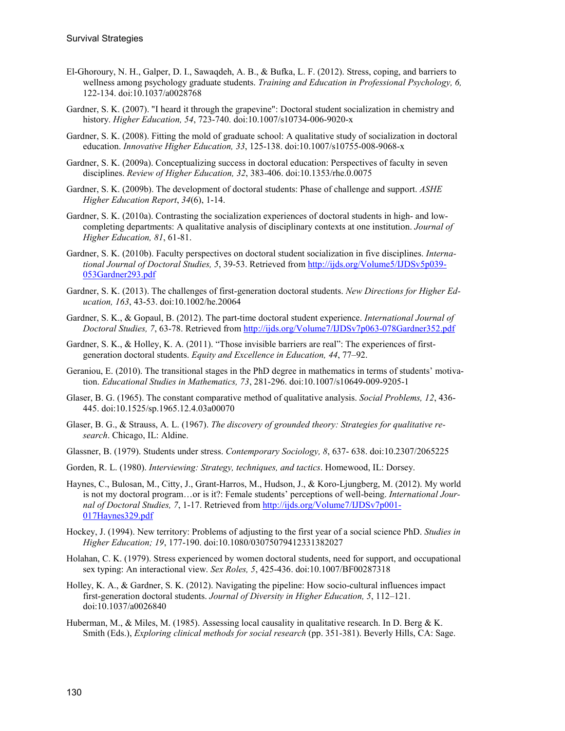El-Ghoroury, N. H., Galper, D. I., Sawaqdeh, A. B., & Bufka, L. F. (2012). Stress, coping, and barriers to wellness among psychology graduate students. *Training and Education in Professional Psychology, 6,* 122-134. doi:10.1037/a0028768

Gardner, S. K. (2007). "I heard it through the grapevine": Doctoral student socialization in chemistry and history. *Higher Education, 54*, 723-740. doi:10.1007/s10734-006-9020-x

Gardner, S. K. (2008). Fitting the mold of graduate school: A qualitative study of socialization in doctoral education. *Innovative Higher Education, 33*, 125-138. doi:10.1007/s10755-008-9068-x

Gardner, S. K. (2009a). Conceptualizing success in doctoral education: Perspectives of faculty in seven disciplines. *Review of Higher Education, 32*, 383-406. doi:10.1353/rhe.0.0075

Gardner, S. K. (2009b). The development of doctoral students: Phase of challenge and support. *ASHE Higher Education Report*, *34*(6), 1-14.

Gardner, S. K. (2010a). Contrasting the socialization experiences of doctoral students in high- and low-completing departments: A qualitative analysis of disciplinary contexts at one institution. *Journal of Higher Education, 81*, 61-81.

Gardner, S. K. (2010b). Faculty perspectives on doctoral student socialization in five disciplines. *International Journal of Doctoral Studies, 5*, 39-53. Retrieved from http://ijds.org/Volume5/IJDSv5p039-053Gardner293.pdf

Gardner, S. K. (2013). The challenges of first-generation doctoral students. *New Directions for Higher Education, 163*, 43-53. doi:10.1002/he.20064

Gardner, S. K., & Gopaul, B. (2012). The part-time doctoral student experience. *International Journal of Doctoral Studies, 7*, 63-78. Retrieved from http://ijds.org/Volume7/IJDSv7p063-078Gardner352.pdf

Gardner, S. K., & Holley, K. A. (2011). "Those invisible barriers are real": The experiences of first-generation doctoral students. *Equity and Excellence in Education, 44*, 77–92.

Geraniou, E. (2010). The transitional stages in the PhD degree in mathematics in terms of students' motivation. *Educational Studies in Mathematics, 73*, 281-296. doi:10.1007/s10649-009-9205-1

Glaser, B. G. (1965). The constant comparative method of qualitative analysis. *Social Problems, 12*, 436-445. doi:10.1525/sp.1965.12.4.03a00070

Glaser, B. G., & Strauss, A. L. (1967). *The discovery of grounded theory: Strategies for qualitative research*. Chicago, IL: Aldine.

Glassner, B. (1979). Students under stress. *Contemporary Sociology, 8*, 637- 638. doi:10.2307/2065225

Gorden, R. L. (1980). *Interviewing: Strategy, techniques, and tactics*. Homewood, IL: Dorsey.

Haynes, C., Bulosan, M., Citty, J., Grant-Harros, M., Hudson, J., & Koro-Ljungberg, M. (2012). My world is not my doctoral program…or is it?: Female students' perceptions of well-being. *International Journal of Doctoral Studies, 7*, 1-17. Retrieved from http://ijds.org/Volume7/IJDSv7p001-017Haynes329.pdf

Hockey, J. (1994). New territory: Problems of adjusting to the first year of a social science PhD. *Studies in Higher Education; 19*, 177-190. doi:10.1080/03075079412331382027

Holahan, C. K. (1979). Stress experienced by women doctoral students, need for support, and occupational sex typing: An interactional view. *Sex Roles, 5*, 425-436. doi:10.1007/BF00287318

Holley, K. A., & Gardner, S. K. (2012). Navigating the pipeline: How socio-cultural influences impact first-generation doctoral students. *Journal of Diversity in Higher Education, 5*, 112–121. doi:10.1037/a0026840

Huberman, M., & Miles, M. (1985). Assessing local causality in qualitative research. In D. Berg & K. Smith (Eds.), *Exploring clinical methods for social research* (pp. 351-381). Beverly Hills, CA: Sage.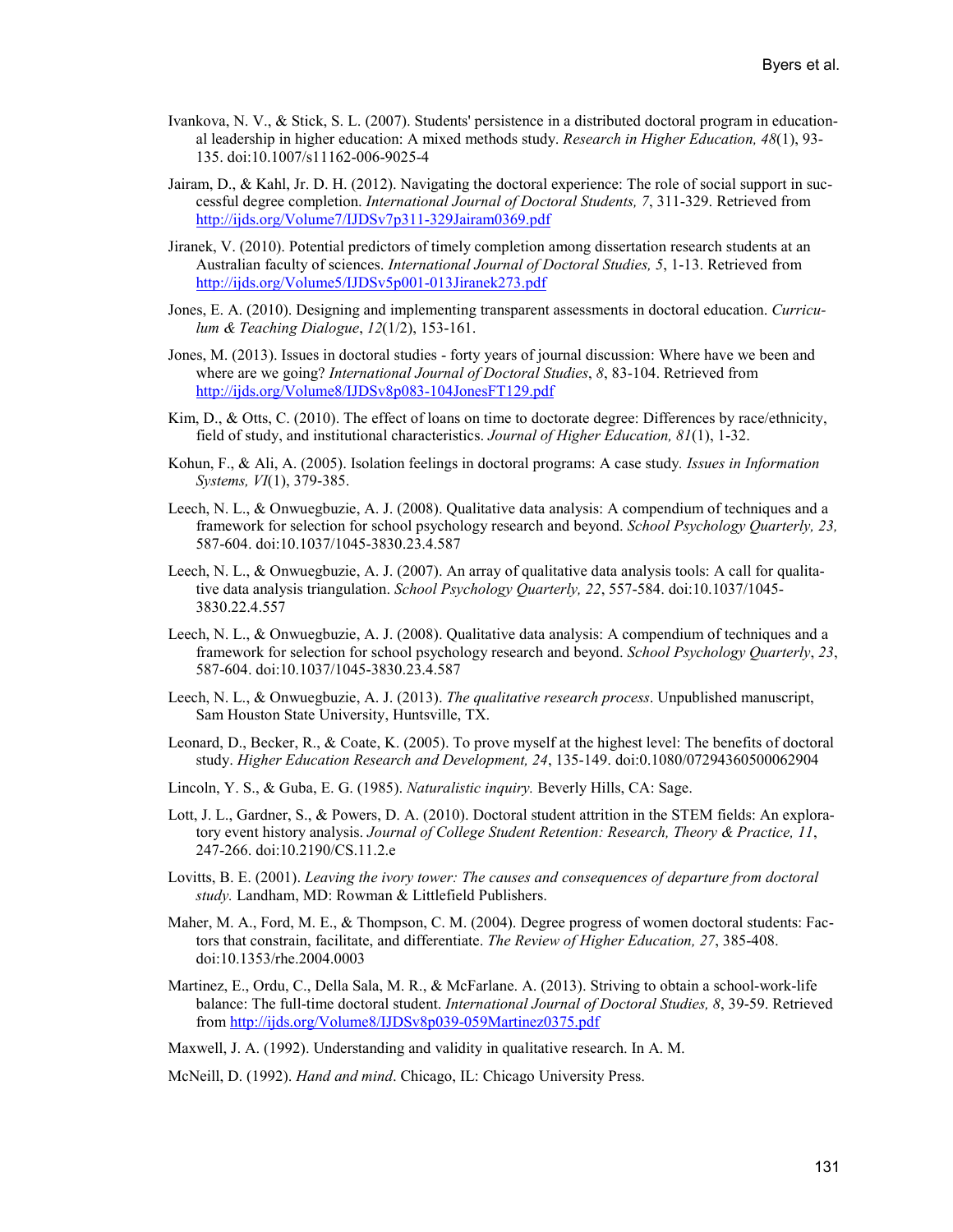Ivankova, N. V., & Stick, S. L. (2007). Students' persistence in a distributed doctoral program in educational leadership in higher education: A mixed methods study. *Research in Higher Education, 48*(1), 93-135. doi:10.1007/s11162-006-9025-4

Jairam, D., & Kahl, Jr. D. H. (2012). Navigating the doctoral experience: The role of social support in successful degree completion. *International Journal of Doctoral Students, 7*, 311-329. Retrieved from http://ijds.org/Volume7/IJDSv7p311-329Jairam0369.pdf

Jiranek, V. (2010). Potential predictors of timely completion among dissertation research students at an Australian faculty of sciences. *International Journal of Doctoral Studies, 5*, 1-13. Retrieved from http://ijds.org/Volume5/IJDSv5p001-013Jiranek273.pdf

Jones, E. A. (2010). Designing and implementing transparent assessments in doctoral education. *Curriculum & Teaching Dialogue*, *12*(1/2), 153-161.

Jones, M. (2013). Issues in doctoral studies - forty years of journal discussion: Where have we been and where are we going? *International Journal of Doctoral Studies*, *8*, 83-104. Retrieved from http://ijds.org/Volume8/IJDSv8p083-104JonesFT129.pdf

Kim, D., & Otts, C. (2010). The effect of loans on time to doctorate degree: Differences by race/ethnicity, field of study, and institutional characteristics. *Journal of Higher Education, 81*(1), 1-32.

Kohun, F., & Ali, A. (2005). Isolation feelings in doctoral programs: A case study. *Issues in Information Systems, VI*(1), 379-385.

Leech, N. L., & Onwuegbuzie, A. J. (2008). Qualitative data analysis: A compendium of techniques and a framework for selection for school psychology research and beyond. *School Psychology Quarterly, 23,* 587-604. doi:10.1037/1045-3830.23.4.587

Leech, N. L., & Onwuegbuzie, A. J. (2007). An array of qualitative data analysis tools: A call for qualitative data analysis triangulation. *School Psychology Quarterly, 22*, 557-584. doi:10.1037/1045-3830.22.4.557

Leech, N. L., & Onwuegbuzie, A. J. (2008). Qualitative data analysis: A compendium of techniques and a framework for selection for school psychology research and beyond. *School Psychology Quarterly*, *23*, 587-604. doi:10.1037/1045-3830.23.4.587

Leech, N. L., & Onwuegbuzie, A. J. (2013). *The qualitative research process*. Unpublished manuscript, Sam Houston State University, Huntsville, TX.

Leonard, D., Becker, R., & Coate, K. (2005). To prove myself at the highest level: The benefits of doctoral study. *Higher Education Research and Development, 24*, 135-149. doi:0.1080/07294360500062904

Lincoln, Y. S., & Guba, E. G. (1985). *Naturalistic inquiry.* Beverly Hills, CA: Sage.

Lott, J. L., Gardner, S., & Powers, D. A. (2010). Doctoral student attrition in the STEM fields: An exploratory event history analysis. *Journal of College Student Retention: Research, Theory & Practice, 11*, 247-266. doi:10.2190/CS.11.2.e

Lovitts, B. E. (2001). *Leaving the ivory tower: The causes and consequences of departure from doctoral study.* Landham, MD: Rowman & Littlefield Publishers.

Maher, M. A., Ford, M. E., & Thompson, C. M. (2004). Degree progress of women doctoral students: Factors that constrain, facilitate, and differentiate. *The Review of Higher Education, 27*, 385-408. doi:10.1353/rhe.2004.0003

Martinez, E., Ordu, C., Della Sala, M. R., & McFarlane. A. (2013). Striving to obtain a school-work-life balance: The full-time doctoral student. *International Journal of Doctoral Studies, 8*, 39-59. Retrieved from http://ijds.org/Volume8/IJDSv8p039-059Martinez0375.pdf

Maxwell, J. A. (1992). Understanding and validity in qualitative research. In A. M.

McNeill, D. (1992). *Hand and mind*. Chicago, IL: Chicago University Press.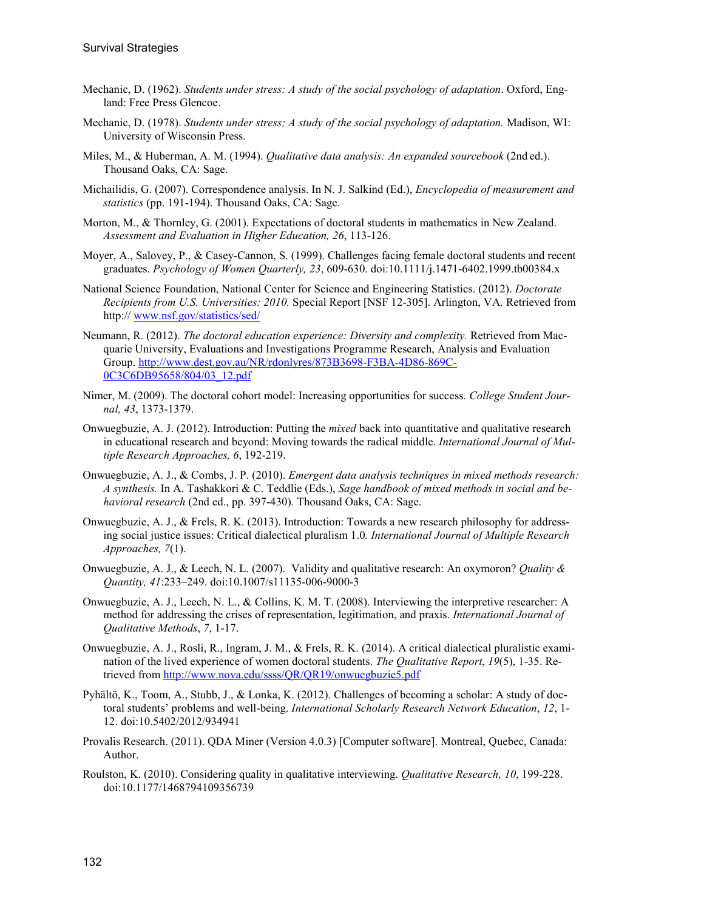Mechanic, D. (1962). *Students under stress: A study of the social psychology of adaptation*. Oxford, England: Free Press Glencoe.

Mechanic, D. (1978). *Students under stress; A study of the social psychology of adaptation.* Madison, WI: University of Wisconsin Press.

Miles, M., & Huberman, A. M. (1994). *Qualitative data analysis: An expanded sourcebook* (2nd ed.). Thousand Oaks, CA: Sage.

Michailidis, G. (2007). Correspondence analysis. In N. J. Salkind (Ed.), *Encyclopedia of measurement and statistics* (pp. 191-194). Thousand Oaks, CA: Sage.

Morton, M., & Thornley, G. (2001). Expectations of doctoral students in mathematics in New Zealand. *Assessment and Evaluation in Higher Education, 26*, 113-126.

Moyer, A., Salovey, P., & Casey-Cannon, S. (1999). Challenges facing female doctoral students and recent graduates. *Psychology of Women Quarterly, 23*, 609-630. doi:10.1111/j.1471-6402.1999.tb00384.x

National Science Foundation, National Center for Science and Engineering Statistics. (2012). *Doctorate Recipients from U.S. Universities: 2010.* Special Report [NSF 12-305]. Arlington, VA. Retrieved from http:// www.nsf.gov/statistics/sed/

Neumann, R. (2012). *The doctoral education experience: Diversity and complexity.* Retrieved from Macquarie University, Evaluations and Investigations Programme Research, Analysis and Evaluation Group. http://www.dest.gov.au/NR/rdonlyres/873B3698-F3BA-4D86-869C-0C3C6DB95658/804/03_12.pdf

Nimer, M. (2009). The doctoral cohort model: Increasing opportunities for success. *College Student Journal, 43*, 1373-1379.

Onwuegbuzie, A. J. (2012). Introduction: Putting the *mixed* back into quantitative and qualitative research in educational research and beyond: Moving towards the radical middle. *International Journal of Multiple Research Approaches, 6*, 192-219.

Onwuegbuzie, A. J., & Combs, J. P. (2010). *Emergent data analysis techniques in mixed methods research: A synthesis.* In A. Tashakkori & C. Teddlie (Eds.), *Sage handbook of mixed methods in social and behavioral research* (2nd ed., pp. 397-430)*.* Thousand Oaks, CA: Sage.

Onwuegbuzie, A. J., & Frels, R. K. (2013). Introduction: Towards a new research philosophy for addressing social justice issues: Critical dialectical pluralism 1.0*. International Journal of Multiple Research Approaches, 7*(1).

Onwuegbuzie, A. J., & Leech, N. L. (2007). Validity and qualitative research: An oxymoron? *Quality & Quantity, 41*:233–249. doi:10.1007/s11135-006-9000-3

Onwuegbuzie, A. J., Leech, N. L., & Collins, K. M. T. (2008). Interviewing the interpretive researcher: A method for addressing the crises of representation, legitimation, and praxis. *International Journal of Qualitative Methods*, *7*, 1-17.

Onwuegbuzie, A. J., Rosli, R., Ingram, J. M., & Frels, R. K. (2014). A critical dialectical pluralistic examination of the lived experience of women doctoral students. *The Qualitative Report*, *19*(5), 1-35. Retrieved from http://www.nova.edu/ssss/QR/QR19/onwuegbuzie5.pdf

Pyhältö, K., Toom, A., Stubb, J., & Lonka, K. (2012). Challenges of becoming a scholar: A study of doctoral students' problems and well-being. *International Scholarly Research Network Education*, *12*, 1-12. doi:10.5402/2012/934941

Provalis Research. (2011). QDA Miner (Version 4.0.3) [Computer software]. Montreal, Quebec, Canada: Author.

Roulston, K. (2010). Considering quality in qualitative interviewing. *Qualitative Research, 10*, 199-228. doi:10.1177/1468794109356739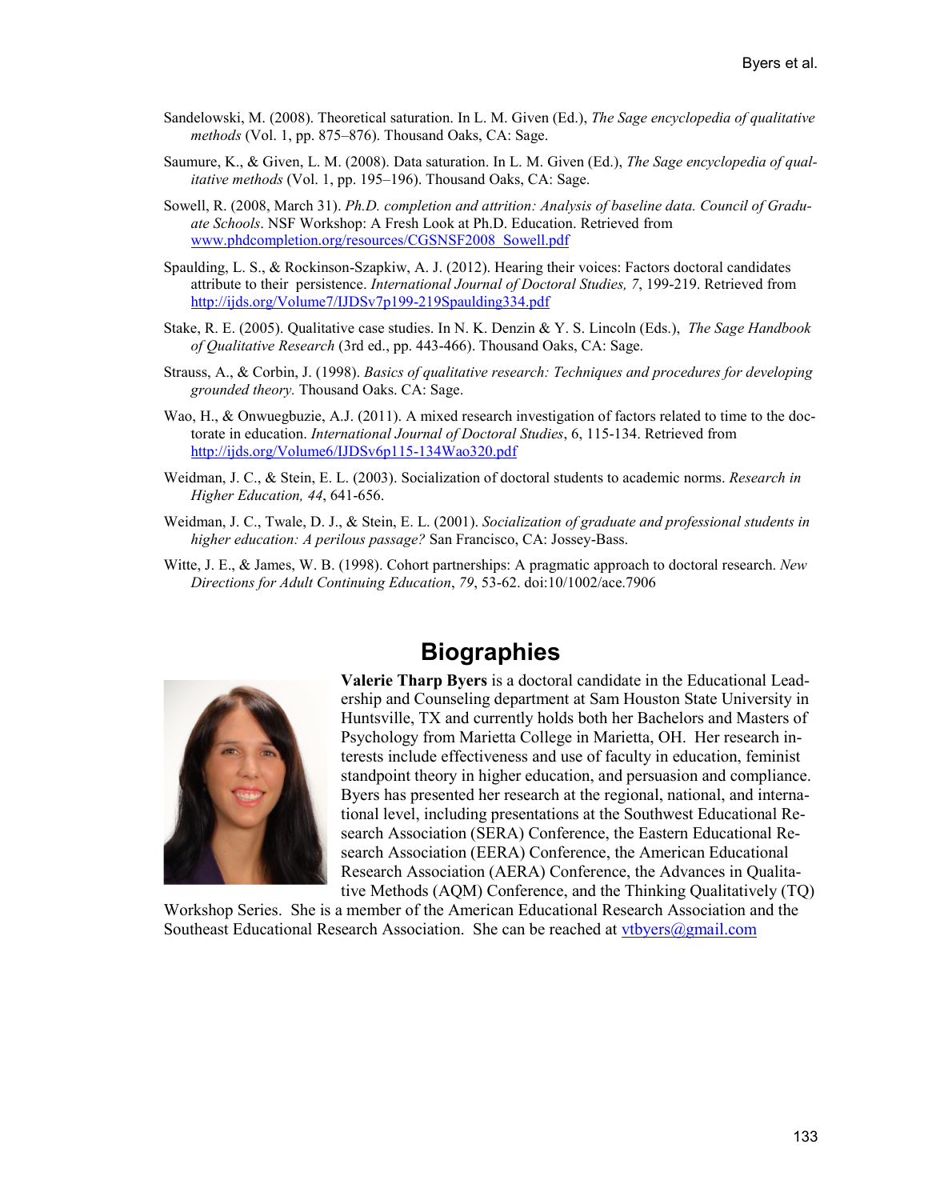Sandelowski, M. (2008). Theoretical saturation. In L. M. Given (Ed.), *The Sage encyclopedia of qualitative methods* (Vol. 1, pp. 875–876). Thousand Oaks, CA: Sage.

Saumure, K., & Given, L. M. (2008). Data saturation. In L. M. Given (Ed.), *The Sage encyclopedia of qualitative methods* (Vol. 1, pp. 195–196). Thousand Oaks, CA: Sage.

Sowell, R. (2008, March 31). *Ph.D. completion and attrition: Analysis of baseline data. Council of Graduate Schools*. NSF Workshop: A Fresh Look at Ph.D. Education. Retrieved from www.phdcompletion.org/resources/CGSNSF2008_Sowell.pdf

Spaulding, L. S., & Rockinson-Szapkiw, A. J. (2012). Hearing their voices: Factors doctoral candidates attribute to their persistence. *International Journal of Doctoral Studies, 7*, 199-219. Retrieved from http://ijds.org/Volume7/IJDSv7p199-219Spaulding334.pdf

Stake, R. E. (2005). Qualitative case studies. In N. K. Denzin & Y. S. Lincoln (Eds.), *The Sage Handbook of Qualitative Research* (3rd ed., pp. 443-466). Thousand Oaks, CA: Sage.

Strauss, A., & Corbin, J. (1998). *Basics of qualitative research: Techniques and procedures for developing grounded theory.* Thousand Oaks. CA: Sage.

Wao, H., & Onwuegbuzie, A.J. (2011). A mixed research investigation of factors related to time to the doctorate in education. *International Journal of Doctoral Studies*, 6, 115-134. Retrieved from http://ijds.org/Volume6/IJDSv6p115-134Wao320.pdf

Weidman, J. C., & Stein, E. L. (2003). Socialization of doctoral students to academic norms. *Research in Higher Education, 44*, 641-656.

Weidman, J. C., Twale, D. J., & Stein, E. L. (2001). *Socialization of graduate and professional students in higher education: A perilous passage?* San Francisco, CA: Jossey-Bass.

Witte, J. E., & James, W. B. (1998). Cohort partnerships: A pragmatic approach to doctoral research. *New Directions for Adult Continuing Education*, *79*, 53-62. doi:10/1002/ace.7906

## Biographies

**Valerie Tharp Byers** is a doctoral candidate in the Educational Leadership and Counseling department at Sam Houston State University in Huntsville, TX and currently holds both her Bachelors and Masters of Psychology from Marietta College in Marietta, OH. Her research interests include effectiveness and use of faculty in education, feminist standpoint theory in higher education, and persuasion and compliance. Byers has presented her research at the regional, national, and international level, including presentations at the Southwest Educational Research Association (SERA) Conference, the Eastern Educational Research Association (EERA) Conference, the American Educational Research Association (AERA) Conference, the Advances in Qualitative Methods (AQM) Conference, and the Thinking Qualitatively (TQ) Workshop Series. She is a member of the American Educational Research Association and the Southeast Educational Research Association. She can be reached at vtbyers@gmail.com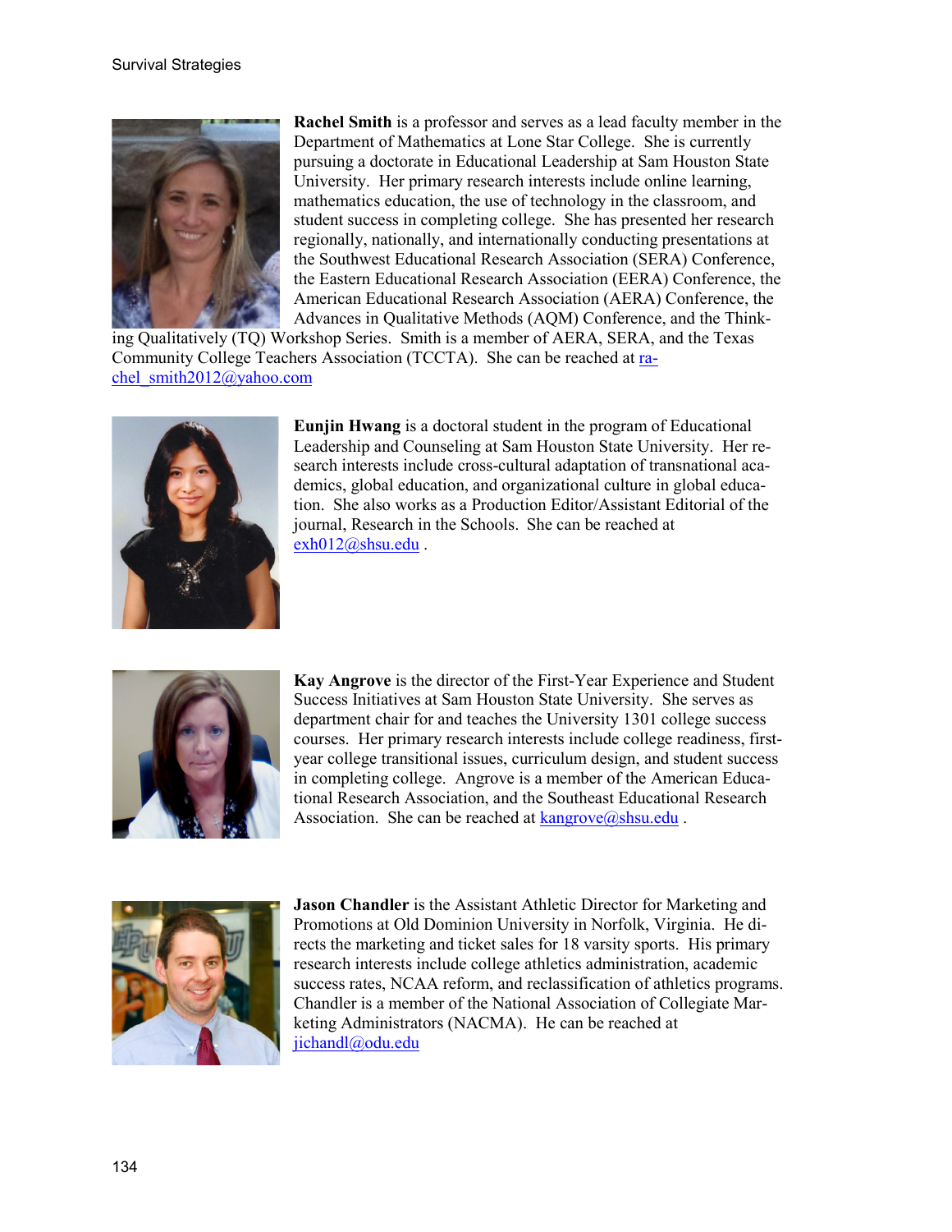**Rachel Smith** is a professor and serves as a lead faculty member in the Department of Mathematics at Lone Star College. She is currently pursuing a doctorate in Educational Leadership at Sam Houston State University. Her primary research interests include online learning, mathematics education, the use of technology in the classroom, and student success in completing college. She has presented her research regionally, nationally, and internationally conducting presentations at the Southwest Educational Research Association (SERA) Conference, the Eastern Educational Research Association (EERA) Conference, the American Educational Research Association (AERA) Conference, the Advances in Qualitative Methods (AQM) Conference, and the Thinking Qualitatively (TQ) Workshop Series. Smith is a member of AERA, SERA, and the Texas Community College Teachers Association (TCCTA). She can be reached at rachel_smith2012@yahoo.com

**Eunjin Hwang** is a doctoral student in the program of Educational Leadership and Counseling at Sam Houston State University. Her research interests include cross-cultural adaptation of transnational academics, global education, and organizational culture in global education. She also works as a Production Editor/Assistant Editorial of the journal, Research in the Schools. She can be reached at exh012@shsu.edu .

**Kay Angrove** is the director of the First-Year Experience and Student Success Initiatives at Sam Houston State University. She serves as department chair for and teaches the University 1301 college success courses. Her primary research interests include college readiness, first-year college transitional issues, curriculum design, and student success in completing college. Angrove is a member of the American Educational Research Association, and the Southeast Educational Research Association. She can be reached at kangrove@shsu.edu .

**Jason Chandler** is the Assistant Athletic Director for Marketing and Promotions at Old Dominion University in Norfolk, Virginia. He directs the marketing and ticket sales for 18 varsity sports. His primary research interests include college athletics administration, academic success rates, NCAA reform, and reclassification of athletics programs. Chandler is a member of the National Association of Collegiate Marketing Administrators (NACMA). He can be reached at jjchandl@odu.edu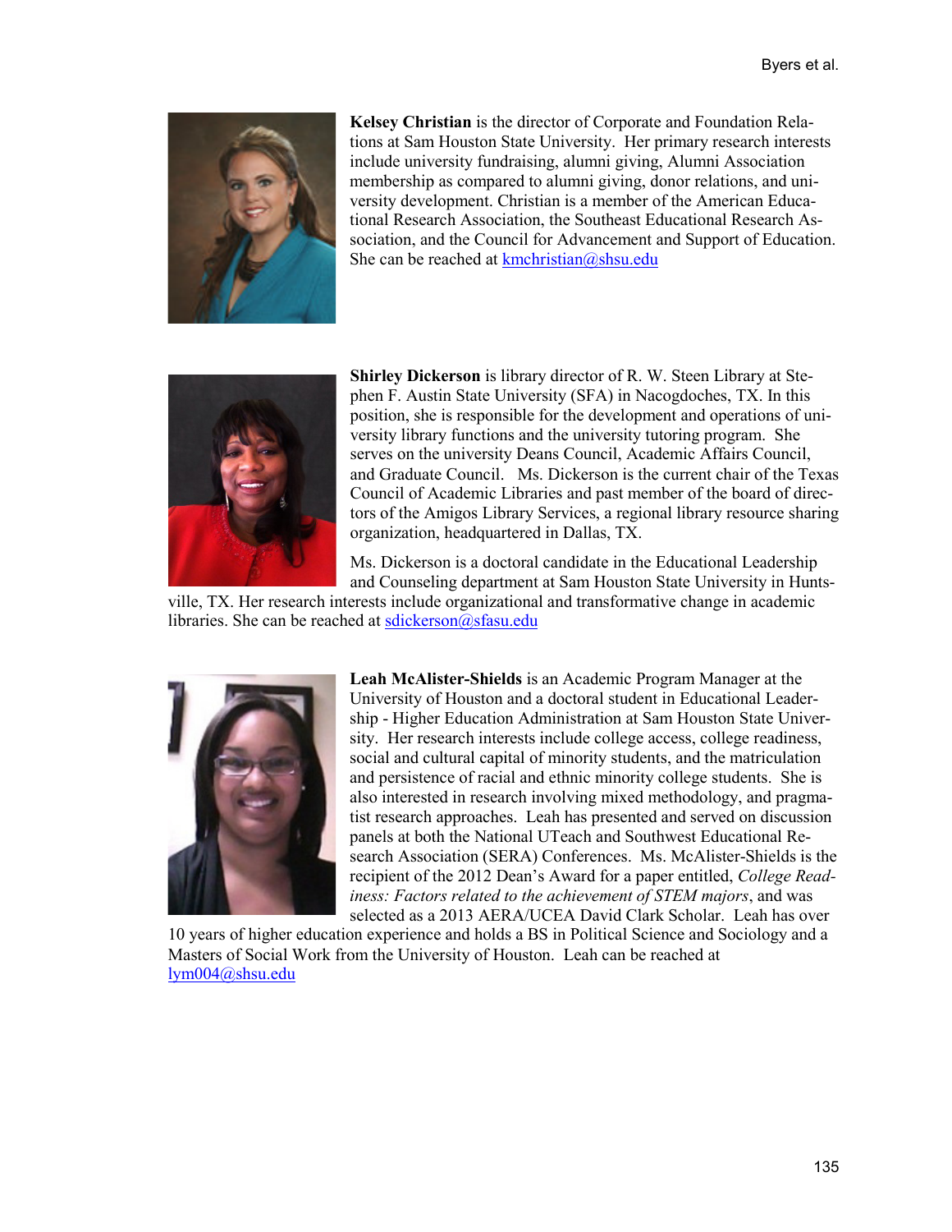**Kelsey Christian** is the director of Corporate and Foundation Relations at Sam Houston State University. Her primary research interests include university fundraising, alumni giving, Alumni Association membership as compared to alumni giving, donor relations, and university development. Christian is a member of the American Educational Research Association, the Southeast Educational Research Association, and the Council for Advancement and Support of Education. She can be reached at kmchristian@shsu.edu

**Shirley Dickerson** is library director of R. W. Steen Library at Stephen F. Austin State University (SFA) in Nacogdoches, TX. In this position, she is responsible for the development and operations of university library functions and the university tutoring program. She serves on the university Deans Council, Academic Affairs Council, and Graduate Council. Ms. Dickerson is the current chair of the Texas Council of Academic Libraries and past member of the board of directors of the Amigos Library Services, a regional library resource sharing organization, headquartered in Dallas, TX.

Ms. Dickerson is a doctoral candidate in the Educational Leadership and Counseling department at Sam Houston State University in Huntsville, TX. Her research interests include organizational and transformative change in academic libraries. She can be reached at sdickerson@sfasu.edu

**Leah McAlister-Shields** is an Academic Program Manager at the University of Houston and a doctoral student in Educational Leadership - Higher Education Administration at Sam Houston State University. Her research interests include college access, college readiness, social and cultural capital of minority students, and the matriculation and persistence of racial and ethnic minority college students. She is also interested in research involving mixed methodology, and pragmatist research approaches. Leah has presented and served on discussion panels at both the National UTeach and Southwest Educational Research Association (SERA) Conferences. Ms. McAlister-Shields is the recipient of the 2012 Dean's Award for a paper entitled, *College Readiness: Factors related to the achievement of STEM majors*, and was selected as a 2013 AERA/UCEA David Clark Scholar. Leah has over 10 years of higher education experience and holds a BS in Political Science and Sociology and a Masters of Social Work from the University of Houston. Leah can be reached at lym004@shsu.edu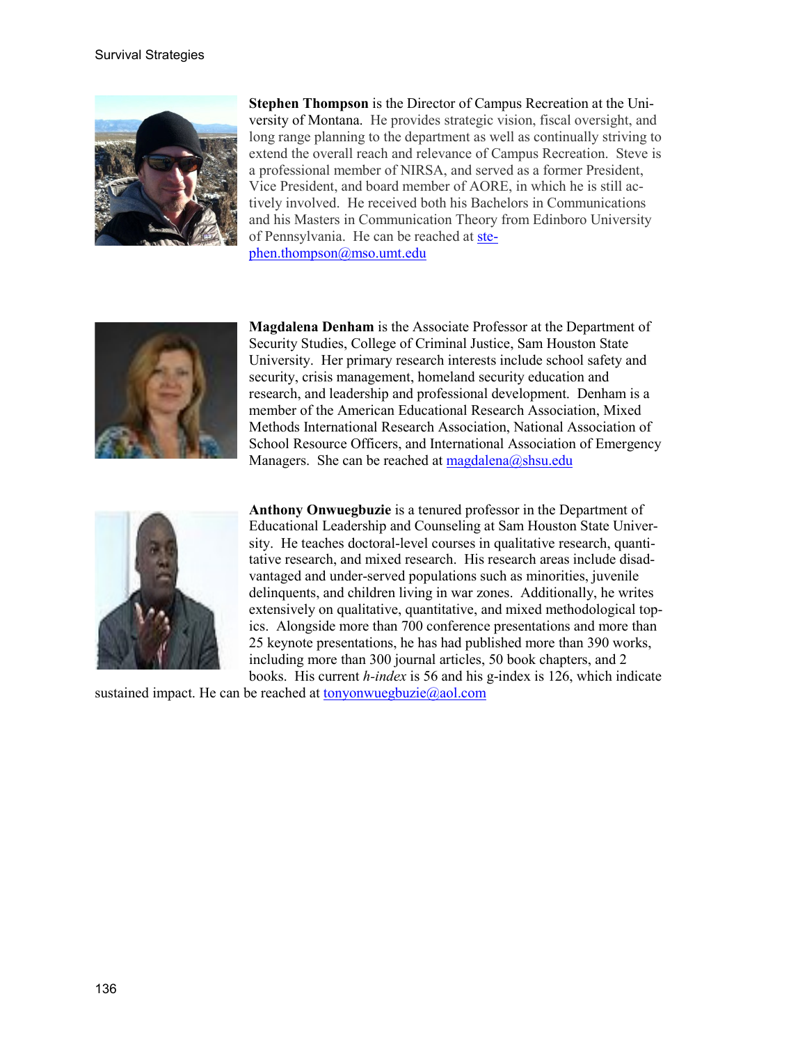**Stephen Thompson** is the Director of Campus Recreation at the University of Montana. He provides strategic vision, fiscal oversight, and long range planning to the department as well as continually striving to extend the overall reach and relevance of Campus Recreation. Steve is a professional member of NIRSA, and served as a former President, Vice President, and board member of AORE, in which he is still actively involved. He received both his Bachelors in Communications and his Masters in Communication Theory from Edinboro University of Pennsylvania. He can be reached at stephen.thompson@mso.umt.edu

**Magdalena Denham** is the Associate Professor at the Department of Security Studies, College of Criminal Justice, Sam Houston State University. Her primary research interests include school safety and security, crisis management, homeland security education and research, and leadership and professional development. Denham is a member of the American Educational Research Association, Mixed Methods International Research Association, National Association of School Resource Officers, and International Association of Emergency Managers. She can be reached at magdalena@shsu.edu

**Anthony Onwuegbuzie** is a tenured professor in the Department of Educational Leadership and Counseling at Sam Houston State University. He teaches doctoral-level courses in qualitative research, quantitative research, and mixed research. His research areas include disadvantaged and under-served populations such as minorities, juvenile delinquents, and children living in war zones. Additionally, he writes extensively on qualitative, quantitative, and mixed methodological topics. Alongside more than 700 conference presentations and more than 25 keynote presentations, he has had published more than 390 works, including more than 300 journal articles, 50 book chapters, and 2 books. His current *h-index* is 56 and his g-index is 126, which indicate sustained impact. He can be reached at tonyonwuegbuzie@aol.com